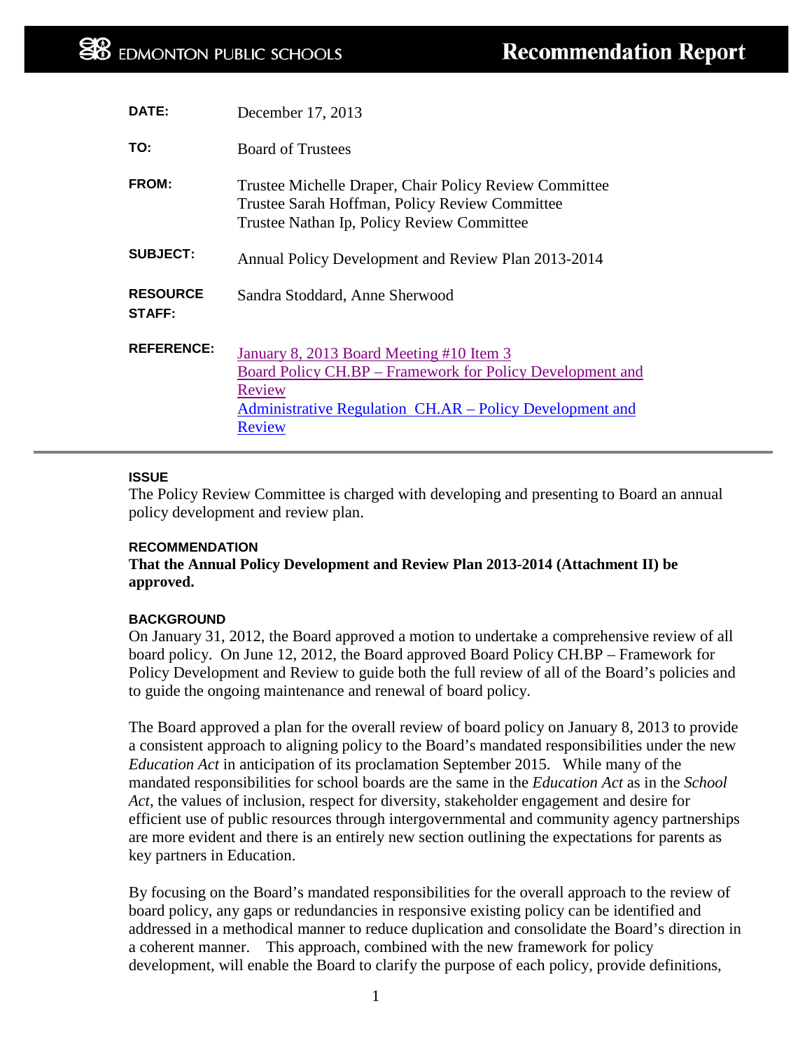# EDMONTON PUBLIC SCHOOLS — Recommendation Report

**DATE:** December 17, 2013

**TO:** Board of Trustees

**FROM:** Trustee Michelle Draper, Chair Policy Review Committee
Trustee Sarah Hoffman, Policy Review Committee
Trustee Nathan Ip, Policy Review Committee

**SUBJECT:** Annual Policy Development and Review Plan 2013-2014

**RESOURCE STAFF:** Sandra Stoddard, Anne Sherwood

**REFERENCE:** January 8, 2013 Board Meeting #10 Item 3
Board Policy CH.BP – Framework for Policy Development and Review
Administrative Regulation CH.AR – Policy Development and Review

---

### ISSUE

The Policy Review Committee is charged with developing and presenting to Board an annual policy development and review plan.

### RECOMMENDATION

**That the Annual Policy Development and Review Plan 2013-2014 (Attachment II) be approved.**

### BACKGROUND

On January 31, 2012, the Board approved a motion to undertake a comprehensive review of all board policy. On June 12, 2012, the Board approved Board Policy CH.BP – Framework for Policy Development and Review to guide both the full review of all of the Board's policies and to guide the ongoing maintenance and renewal of board policy.

The Board approved a plan for the overall review of board policy on January 8, 2013 to provide a consistent approach to aligning policy to the Board's mandated responsibilities under the new *Education Act* in anticipation of its proclamation September 2015. While many of the mandated responsibilities for school boards are the same in the *Education Act* as in the *School Act*, the values of inclusion, respect for diversity, stakeholder engagement and desire for efficient use of public resources through intergovernmental and community agency partnerships are more evident and there is an entirely new section outlining the expectations for parents as key partners in Education.

By focusing on the Board's mandated responsibilities for the overall approach to the review of board policy, any gaps or redundancies in responsive existing policy can be identified and addressed in a methodical manner to reduce duplication and consolidate the Board's direction in a coherent manner. This approach, combined with the new framework for policy development, will enable the Board to clarify the purpose of each policy, provide definitions,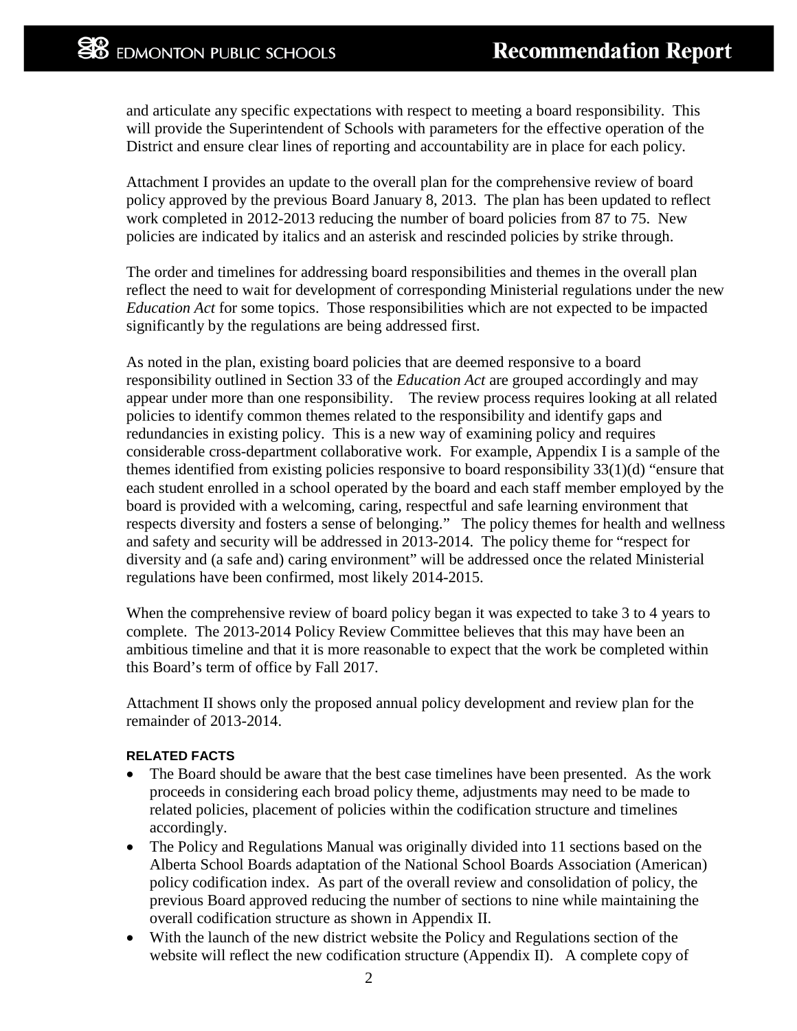and articulate any specific expectations with respect to meeting a board responsibility. This will provide the Superintendent of Schools with parameters for the effective operation of the District and ensure clear lines of reporting and accountability are in place for each policy.

Attachment I provides an update to the overall plan for the comprehensive review of board policy approved by the previous Board January 8, 2013. The plan has been updated to reflect work completed in 2012-2013 reducing the number of board policies from 87 to 75. New policies are indicated by italics and an asterisk and rescinded policies by strike through.

The order and timelines for addressing board responsibilities and themes in the overall plan reflect the need to wait for development of corresponding Ministerial regulations under the new *Education Act* for some topics. Those responsibilities which are not expected to be impacted significantly by the regulations are being addressed first.

As noted in the plan, existing board policies that are deemed responsive to a board responsibility outlined in Section 33 of the *Education Act* are grouped accordingly and may appear under more than one responsibility. The review process requires looking at all related policies to identify common themes related to the responsibility and identify gaps and redundancies in existing policy. This is a new way of examining policy and requires considerable cross-department collaborative work. For example, Appendix I is a sample of the themes identified from existing policies responsive to board responsibility 33(1)(d) "ensure that each student enrolled in a school operated by the board and each staff member employed by the board is provided with a welcoming, caring, respectful and safe learning environment that respects diversity and fosters a sense of belonging." The policy themes for health and wellness and safety and security will be addressed in 2013-2014. The policy theme for "respect for diversity and (a safe and) caring environment" will be addressed once the related Ministerial regulations have been confirmed, most likely 2014-2015.

When the comprehensive review of board policy began it was expected to take 3 to 4 years to complete. The 2013-2014 Policy Review Committee believes that this may have been an ambitious timeline and that it is more reasonable to expect that the work be completed within this Board's term of office by Fall 2017.

Attachment II shows only the proposed annual policy development and review plan for the remainder of 2013-2014.

**RELATED FACTS**

- The Board should be aware that the best case timelines have been presented. As the work proceeds in considering each broad policy theme, adjustments may need to be made to related policies, placement of policies within the codification structure and timelines accordingly.
- The Policy and Regulations Manual was originally divided into 11 sections based on the Alberta School Boards adaptation of the National School Boards Association (American) policy codification index. As part of the overall review and consolidation of policy, the previous Board approved reducing the number of sections to nine while maintaining the overall codification structure as shown in Appendix II.
- With the launch of the new district website the Policy and Regulations section of the website will reflect the new codification structure (Appendix II). A complete copy of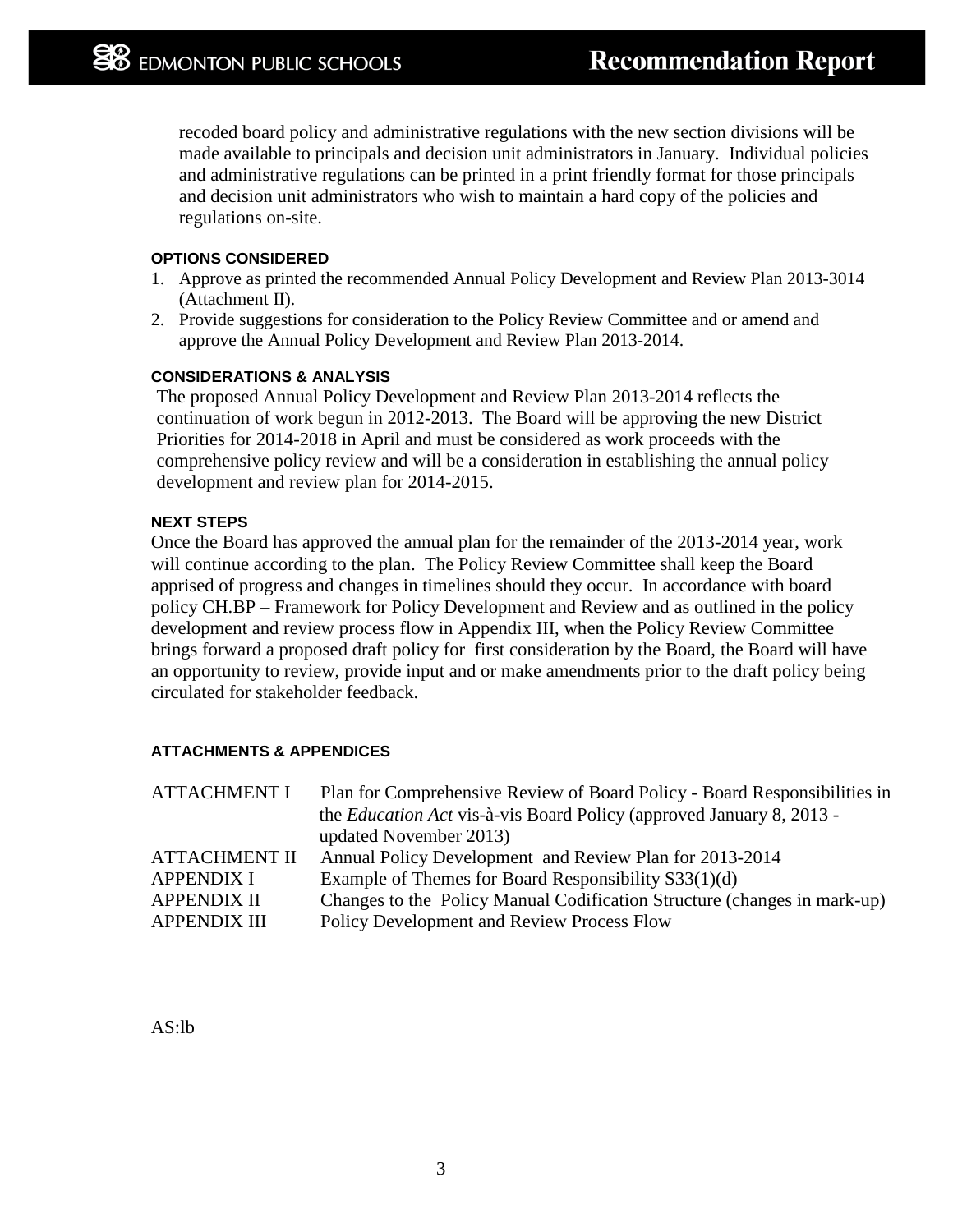recoded board policy and administrative regulations with the new section divisions will be made available to principals and decision unit administrators in January. Individual policies and administrative regulations can be printed in a print friendly format for those principals and decision unit administrators who wish to maintain a hard copy of the policies and regulations on-site.

**OPTIONS CONSIDERED**

1. Approve as printed the recommended Annual Policy Development and Review Plan 2013-3014 (Attachment II).
2. Provide suggestions for consideration to the Policy Review Committee and or amend and approve the Annual Policy Development and Review Plan 2013-2014.

**CONSIDERATIONS & ANALYSIS**

The proposed Annual Policy Development and Review Plan 2013-2014 reflects the continuation of work begun in 2012-2013. The Board will be approving the new District Priorities for 2014-2018 in April and must be considered as work proceeds with the comprehensive policy review and will be a consideration in establishing the annual policy development and review plan for 2014-2015.

**NEXT STEPS**

Once the Board has approved the annual plan for the remainder of the 2013-2014 year, work will continue according to the plan. The Policy Review Committee shall keep the Board apprised of progress and changes in timelines should they occur. In accordance with board policy CH.BP – Framework for Policy Development and Review and as outlined in the policy development and review process flow in Appendix III, when the Policy Review Committee brings forward a proposed draft policy for first consideration by the Board, the Board will have an opportunity to review, provide input and or make amendments prior to the draft policy being circulated for stakeholder feedback.

**ATTACHMENTS & APPENDICES**

| | |
|---|---|
| ATTACHMENT I | Plan for Comprehensive Review of Board Policy - Board Responsibilities in the *Education Act* vis-à-vis Board Policy (approved January 8, 2013 - updated November 2013) |
| ATTACHMENT II | Annual Policy Development and Review Plan for 2013-2014 |
| APPENDIX I | Example of Themes for Board Responsibility S33(1)(d) |
| APPENDIX II | Changes to the Policy Manual Codification Structure (changes in mark-up) |
| APPENDIX III | Policy Development and Review Process Flow |

AS:lb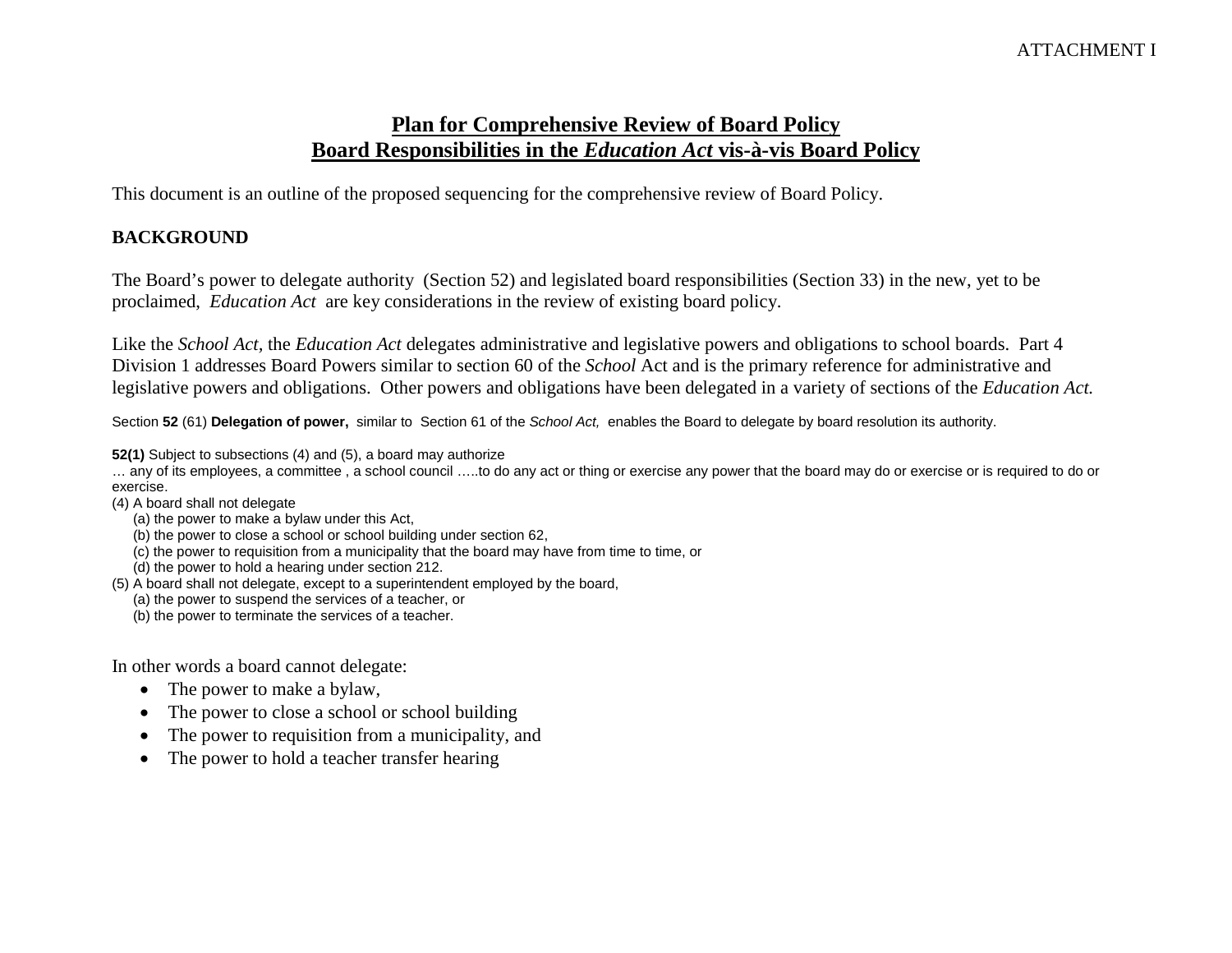ATTACHMENT I

# Plan for Comprehensive Review of Board Policy
# Board Responsibilities in the *Education Act* vis-à-vis Board Policy

This document is an outline of the proposed sequencing for the comprehensive review of Board Policy.

**BACKGROUND**

The Board's power to delegate authority (Section 52) and legislated board responsibilities (Section 33) in the new, yet to be proclaimed, *Education Act* are key considerations in the review of existing board policy.

Like the *School Act*, the *Education Act* delegates administrative and legislative powers and obligations to school boards. Part 4 Division 1 addresses Board Powers similar to section 60 of the *School* Act and is the primary reference for administrative and legislative powers and obligations. Other powers and obligations have been delegated in a variety of sections of the *Education Act.*

Section **52** (61) **Delegation of power,** similar to Section 61 of the *School Act,* enables the Board to delegate by board resolution its authority.

**52(1)** Subject to subsections (4) and (5), a board may authorize
… any of its employees, a committee , a school council …..to do any act or thing or exercise any power that the board may do or exercise or is required to do or exercise.
(4) A board shall not delegate
(a) the power to make a bylaw under this Act,
(b) the power to close a school or school building under section 62,
(c) the power to requisition from a municipality that the board may have from time to time, or
(d) the power to hold a hearing under section 212.
(5) A board shall not delegate, except to a superintendent employed by the board,
(a) the power to suspend the services of a teacher, or
(b) the power to terminate the services of a teacher.

In other words a board cannot delegate:

- The power to make a bylaw,
- The power to close a school or school building
- The power to requisition from a municipality, and
- The power to hold a teacher transfer hearing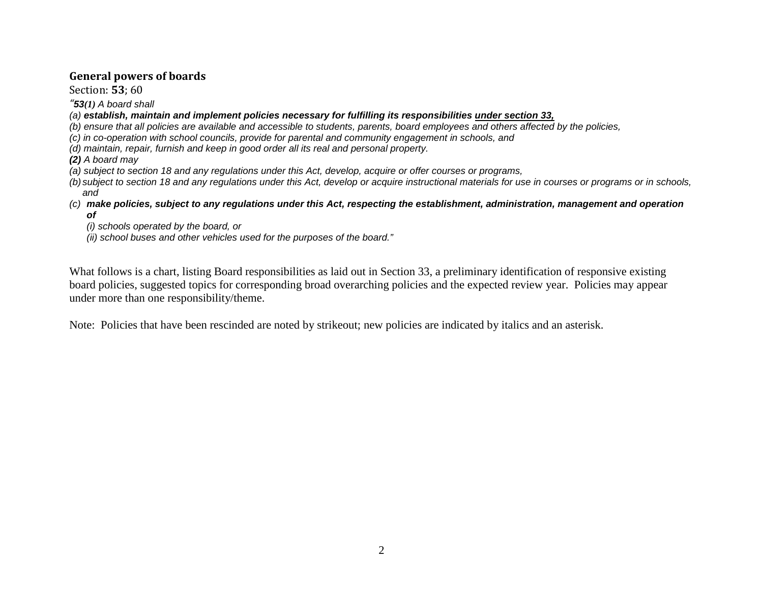**General powers of boards**

Section: **53**; 60

*"**53(1)** A board shall*

*(a) **establish, maintain and implement policies necessary for fulfilling its responsibilities <u>under section 33,</u>***

*(b) ensure that all policies are available and accessible to students, parents, board employees and others affected by the policies,*

*(c) in co-operation with school councils, provide for parental and community engagement in schools, and*

*(d) maintain, repair, furnish and keep in good order all its real and personal property.*

***(2)** A board may*

*(a) subject to section 18 and any regulations under this Act, develop, acquire or offer courses or programs,*

*(b) subject to section 18 and any regulations under this Act, develop or acquire instructional materials for use in courses or programs or in schools, and*

*(c) **make policies, subject to any regulations under this Act, respecting the establishment, administration, management and operation of***

*(i) schools operated by the board, or*

*(ii) school buses and other vehicles used for the purposes of the board."*

What follows is a chart, listing Board responsibilities as laid out in Section 33, a preliminary identification of responsive existing board policies, suggested topics for corresponding broad overarching policies and the expected review year. Policies may appear under more than one responsibility/theme.

Note: Policies that have been rescinded are noted by strikeout; new policies are indicated by italics and an asterisk.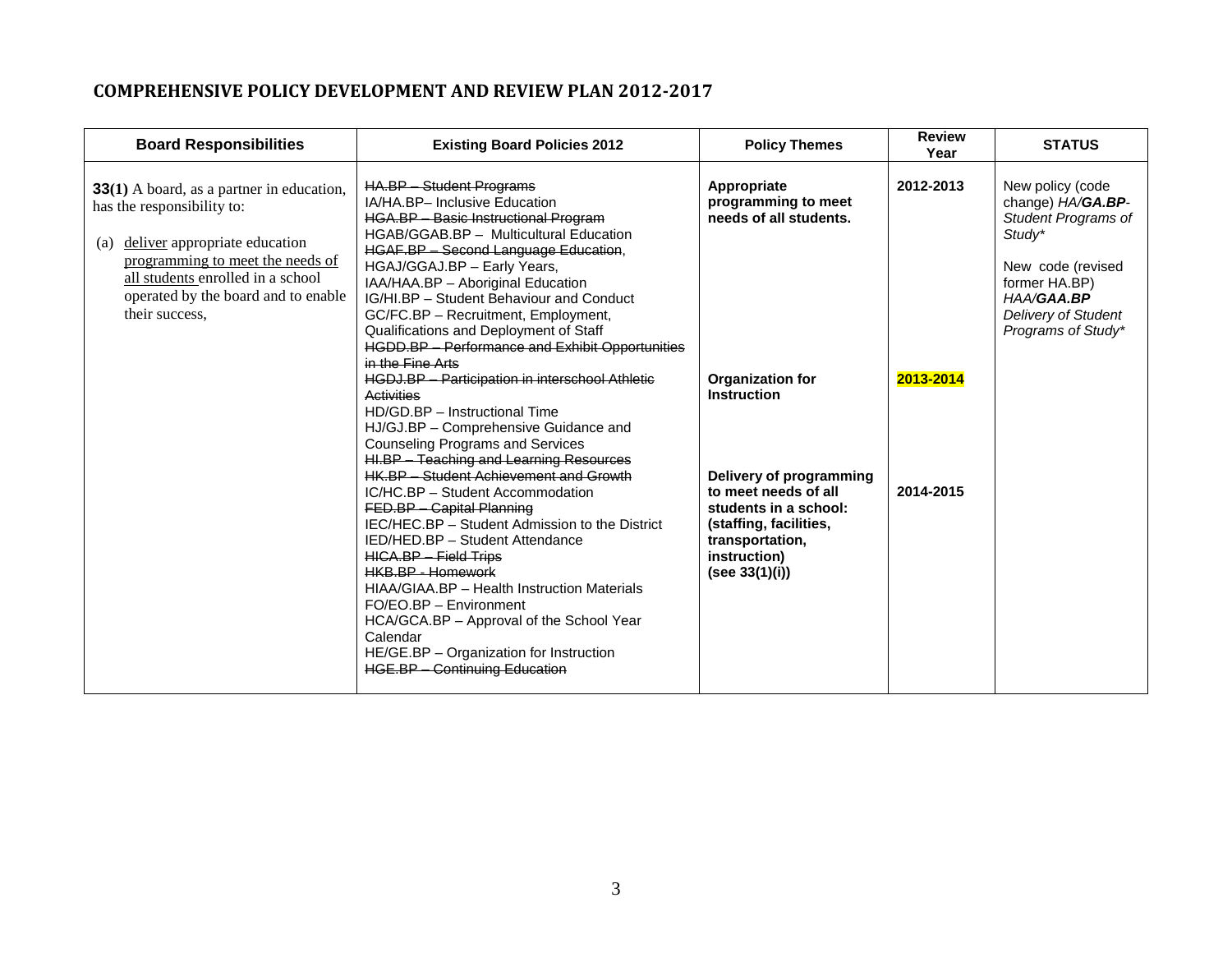## COMPREHENSIVE POLICY DEVELOPMENT AND REVIEW PLAN 2012-2017

| Board Responsibilities | Existing Board Policies 2012 | Policy Themes | Review Year | STATUS |
|---|---|---|---|---|
| **33(1)** A board, as a partner in education, has the responsibility to:<br><br>(a) <u>deliver</u> appropriate education <u>programming to meet the needs of all students</u> enrolled in a school operated by the board and to enable their success, | ~~HA.BP – Student Programs~~<br>IA/HA.BP– Inclusive Education<br>~~HGA.BP – Basic Instructional Program~~<br>HGAB/GGAB.BP – Multicultural Education<br>~~HGAF.BP – Second Language Education~~,<br>HGAJ/GGAJ.BP – Early Years,<br>IAA/HAA.BP – Aboriginal Education<br>IG/HI.BP – Student Behaviour and Conduct<br>GC/FC.BP – Recruitment, Employment, Qualifications and Deployment of Staff<br>~~HGDD.BP – Performance and Exhibit Opportunities in the Fine Arts~~ | **Appropriate programming to meet needs of all students.** | **2012-2013** | New policy (code change) *HA/**GA.BP**- Student Programs of Study\**<br><br>New code (revised former HA.BP) *HAA/**GAA.BP** Delivery of Student Programs of Study\** |
| | ~~HGDJ.BP – Participation in interschool Athletic Activities~~<br>HD/GD.BP – Instructional Time<br>HJ/GJ.BP – Comprehensive Guidance and Counseling Programs and Services<br>~~HI.BP – Teaching and Learning Resources~~ | **Organization for Instruction** | **2013-2014** | |
| | ~~HK.BP – Student Achievement and Growth~~<br>IC/HC.BP – Student Accommodation<br>~~FED.BP – Capital Planning~~<br>IEC/HEC.BP – Student Admission to the District<br>IED/HED.BP – Student Attendance<br>~~HICA.BP – Field Trips~~<br>~~HKB.BP - Homework~~<br>HIAA/GIAA.BP – Health Instruction Materials<br>FO/EO.BP – Environment<br>HCA/GCA.BP – Approval of the School Year Calendar<br>HE/GE.BP – Organization for Instruction<br>~~HGE.BP – Continuing Education~~ | **Delivery of programming to meet needs of all students in a school: (staffing, facilities, transportation, instruction) (see 33(1)(i))** | **2014-2015** | |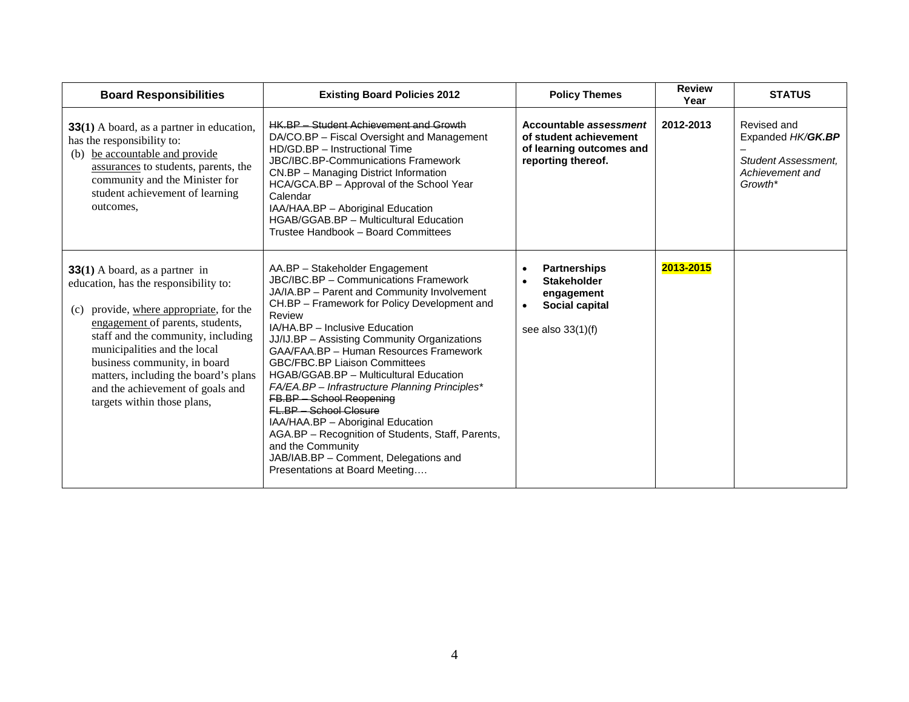| Board Responsibilities | Existing Board Policies 2012 | Policy Themes | Review Year | STATUS |
|---|---|---|---|---|
| **33(1)** A board, as a partner in education, has the responsibility to:<br>(b) be accountable and provide assurances to students, parents, the community and the Minister for student achievement of learning outcomes, | ~~HK.BP – Student Achievement and Growth~~<br>DA/CO.BP – Fiscal Oversight and Management<br>HD/GD.BP – Instructional Time<br>JBC/IBC.BP-Communications Framework<br>CN.BP – Managing District Information<br>HCA/GCA.BP – Approval of the School Year Calendar<br>IAA/HAA.BP – Aboriginal Education<br>HGAB/GGAB.BP – Multicultural Education<br>Trustee Handbook – Board Committees | **Accountable *assessment* of student achievement of learning outcomes and reporting thereof.** | **2012-2013** | Revised and Expanded *HK/**GK.BP*** – *Student Assessment, Achievement and Growth** |
| **33(1)** A board, as a partner in education, has the responsibility to:<br>(c) provide, where appropriate, for the engagement of parents, students, staff and the community, including municipalities and the local business community, in board matters, including the board's plans and the achievement of goals and targets within those plans, | AA.BP – Stakeholder Engagement<br>JBC/IBC.BP – Communications Framework<br>JA/IA.BP – Parent and Community Involvement<br>CH.BP – Framework for Policy Development and Review<br>IA/HA.BP – Inclusive Education<br>JJ/IJ.BP – Assisting Community Organizations<br>GAA/FAA.BP – Human Resources Framework<br>GBC/FBC.BP Liaison Committees<br>HGAB/GGAB.BP – Multicultural Education<br>*FA/EA.BP – Infrastructure Planning Principles**<br>~~FB.BP – School Reopening~~<br>~~FL.BP – School Closure~~<br>IAA/HAA.BP – Aboriginal Education<br>AGA.BP – Recognition of Students, Staff, Parents, and the Community<br>JAB/IAB.BP – Comment, Delegations and Presentations at Board Meeting…. | • **Partnerships**<br>• **Stakeholder engagement**<br>• **Social capital**<br><br>see also 33(1)(f) | **2013-2015** | |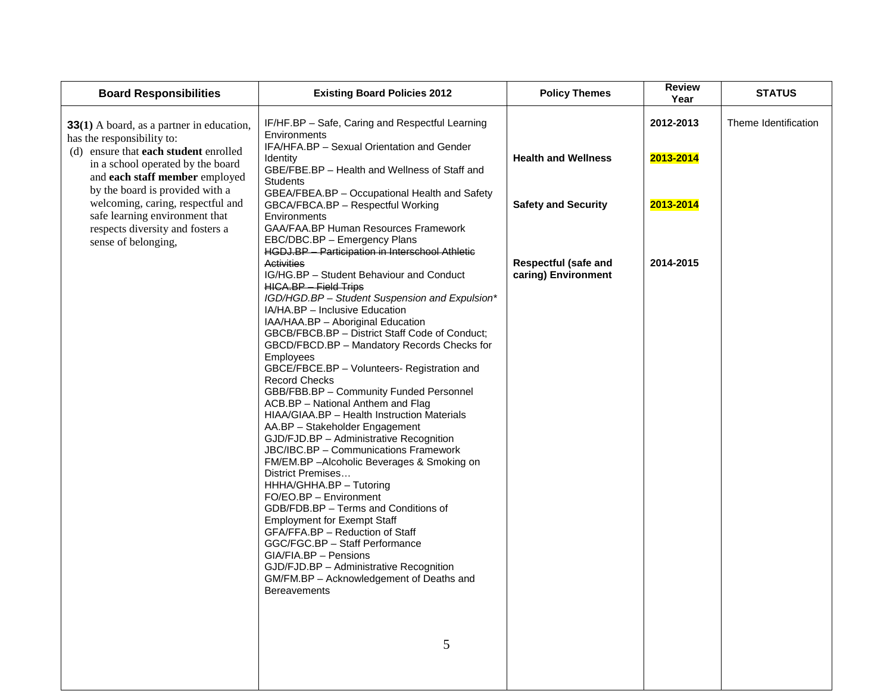| Board Responsibilities | Existing Board Policies 2012 | Policy Themes | Review Year | STATUS |
|---|---|---|---|---|
| **33(1)** A board, as a partner in education, has the responsibility to:<br>(d) ensure that **each student** enrolled in a school operated by the board and **each staff member** employed by the board is provided with a welcoming, caring, respectful and safe learning environment that respects diversity and fosters a sense of belonging, | IF/HF.BP – Safe, Caring and Respectful Learning Environments<br>IFA/HFA.BP – Sexual Orientation and Gender Identity<br>GBE/FBE.BP – Health and Wellness of Staff and Students<br>GBEA/FBEA.BP – Occupational Health and Safety<br>GBCA/FBCA.BP – Respectful Working Environments<br>GAA/FAA.BP Human Resources Framework<br>EBC/DBC.BP – Emergency Plans<br>~~HGDJ.BP – Participation in Interschool Athletic Activities~~<br>IG/HG.BP – Student Behaviour and Conduct<br>~~HICA.BP – Field Trips~~<br>*IGD/HGD.BP – Student Suspension and Expulsion**<br>IA/HA.BP – Inclusive Education<br>IAA/HAA.BP – Aboriginal Education<br>GBCB/FBCB.BP – District Staff Code of Conduct;<br>GBCD/FBCD.BP – Mandatory Records Checks for Employees<br>GBCE/FBCE.BP – Volunteers- Registration and Record Checks<br>GBB/FBB.BP – Community Funded Personnel<br>ACB.BP – National Anthem and Flag<br>HIAA/GIAA.BP – Health Instruction Materials<br>AA.BP – Stakeholder Engagement<br>GJD/FJD.BP – Administrative Recognition<br>JBC/IBC.BP – Communications Framework<br>FM/EM.BP –Alcoholic Beverages & Smoking on District Premises…<br>HHHA/GHHA.BP – Tutoring<br>FO/EO.BP – Environment<br>GDB/FDB.BP – Terms and Conditions of Employment for Exempt Staff<br>GFA/FFA.BP – Reduction of Staff<br>GGC/FGC.BP – Staff Performance<br>GIA/FIA.BP – Pensions<br>GJD/FJD.BP – Administrative Recognition<br>GM/FM.BP – Acknowledgement of Deaths and Bereavements | <br><br>**Health and Wellness**<br><br>**Safety and Security**<br><br>**Respectful (safe and caring) Environment** | **2012-2013**<br><br>**2013-2014**<br><br>**2013-2014**<br><br>**2014-2015** | Theme Identification |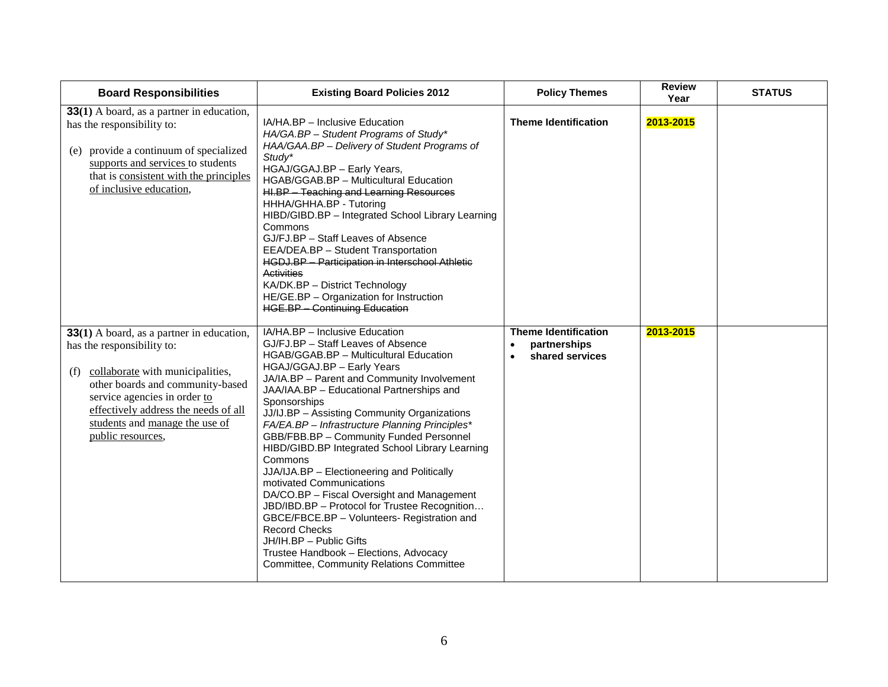| Board Responsibilities | Existing Board Policies 2012 | Policy Themes | Review Year | STATUS |
|---|---|---|---|---|
| **33(1)** A board, as a partner in education, has the responsibility to:<br><br>(e) provide a continuum of specialized <u>supports and services</u> to students that is <u>consistent with the principles of inclusive education</u>, | IA/HA.BP – Inclusive Education<br>*HA/GA.BP – Student Programs of Study\**<br>*HAA/GAA.BP – Delivery of Student Programs of Study\**<br>HGAJ/GGAJ.BP – Early Years,<br>HGAB/GGAB.BP – Multicultural Education<br>~~HI.BP – Teaching and Learning Resources~~<br>HHHA/GHHA.BP - Tutoring<br>HIBD/GIBD.BP – Integrated School Library Learning Commons<br>GJ/FJ.BP – Staff Leaves of Absence<br>EEA/DEA.BP – Student Transportation<br>~~HGDJ.BP – Participation in Interschool Athletic Activities~~<br>KA/DK.BP – District Technology<br>HE/GE.BP – Organization for Instruction<br>~~HGE.BP – Continuing Education~~ | **Theme Identification** | **2013-2015** | |
| **33(1)** A board, as a partner in education, has the responsibility to:<br><br>(f) <u>collaborate</u> with municipalities, other boards and community-based service agencies in order <u>to effectively address the needs of all students</u> and <u>manage the use of public resources</u>, | IA/HA.BP – Inclusive Education<br>GJ/FJ.BP – Staff Leaves of Absence<br>HGAB/GGAB.BP – Multicultural Education<br>HGAJ/GGAJ.BP – Early Years<br>JA/IA.BP – Parent and Community Involvement<br>JAA/IAA.BP – Educational Partnerships and Sponsorships<br>JJ/IJ.BP – Assisting Community Organizations<br>*FA/EA.BP – Infrastructure Planning Principles\**<br>GBB/FBB.BP – Community Funded Personnel<br>HIBD/GIBD.BP Integrated School Library Learning Commons<br>JJA/IJA.BP – Electioneering and Politically motivated Communications<br>DA/CO.BP – Fiscal Oversight and Management<br>JBD/IBD.BP – Protocol for Trustee Recognition…<br>GBCE/FBCE.BP – Volunteers- Registration and Record Checks<br>JH/IH.BP – Public Gifts<br>Trustee Handbook – Elections, Advocacy Committee, Community Relations Committee | **Theme Identification**<br>• **partnerships**<br>• **shared services** | **2013-2015** | |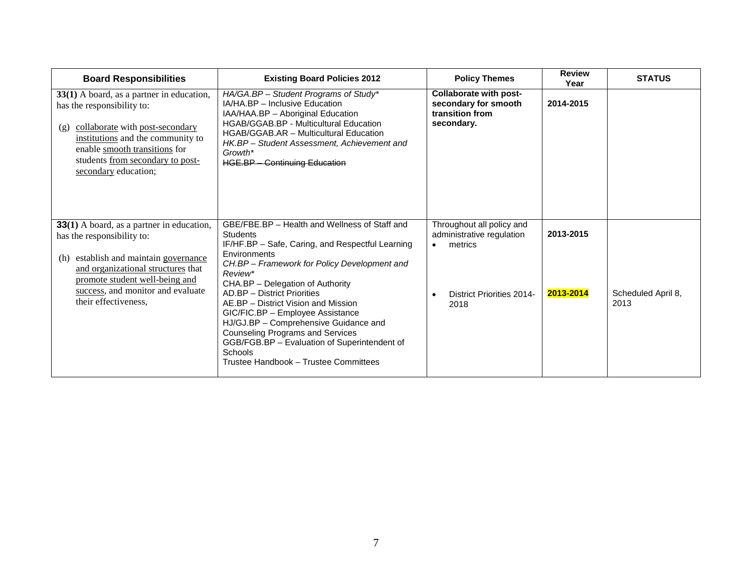| Board Responsibilities | Existing Board Policies 2012 | Policy Themes | Review Year | STATUS |
|---|---|---|---|---|
| **33(1)** A board, as a partner in education, has the responsibility to:<br><br>(g) <u>collaborate</u> with <u>post-secondary institutions</u> and the community to enable <u>smooth transitions</u> for students <u>from secondary to post-secondary</u> education; | *HA/GA.BP – Student Programs of Study\**<br>IA/HA.BP – Inclusive Education<br>IAA/HAA.BP – Aboriginal Education<br>HGAB/GGAB.BP - Multicultural Education<br>HGAB/GGAB.AR – Multicultural Education<br>*HK.BP – Student Assessment, Achievement and Growth\**<br>~~HGE.BP – Continuing Education~~ | **Collaborate with post-secondary for smooth transition from secondary.** | **2014-2015** | |
| **33(1)** A board, as a partner in education, has the responsibility to:<br><br>(h) establish and maintain <u>governance and organizational structures</u> that <u>promote student well-being and success</u>, and monitor and evaluate their effectiveness, | GBE/FBE.BP – Health and Wellness of Staff and Students<br>IF/HF.BP – Safe, Caring, and Respectful Learning Environments<br>*CH.BP – Framework for Policy Development and Review\**<br>CHA.BP – Delegation of Authority<br>AD.BP – District Priorities<br>AE.BP – District Vision and Mission<br>GIC/FIC.BP – Employee Assistance<br>HJ/GJ.BP – Comprehensive Guidance and Counseling Programs and Services<br>GGB/FGB.BP – Evaluation of Superintendent of Schools<br>Trustee Handbook – Trustee Committees | Throughout all policy and administrative regulation<br>• metrics<br><br>• District Priorities 2014-2018 | **2013-2015**<br><br>**2013-2014** | <br><br><br>Scheduled April 8, 2013 |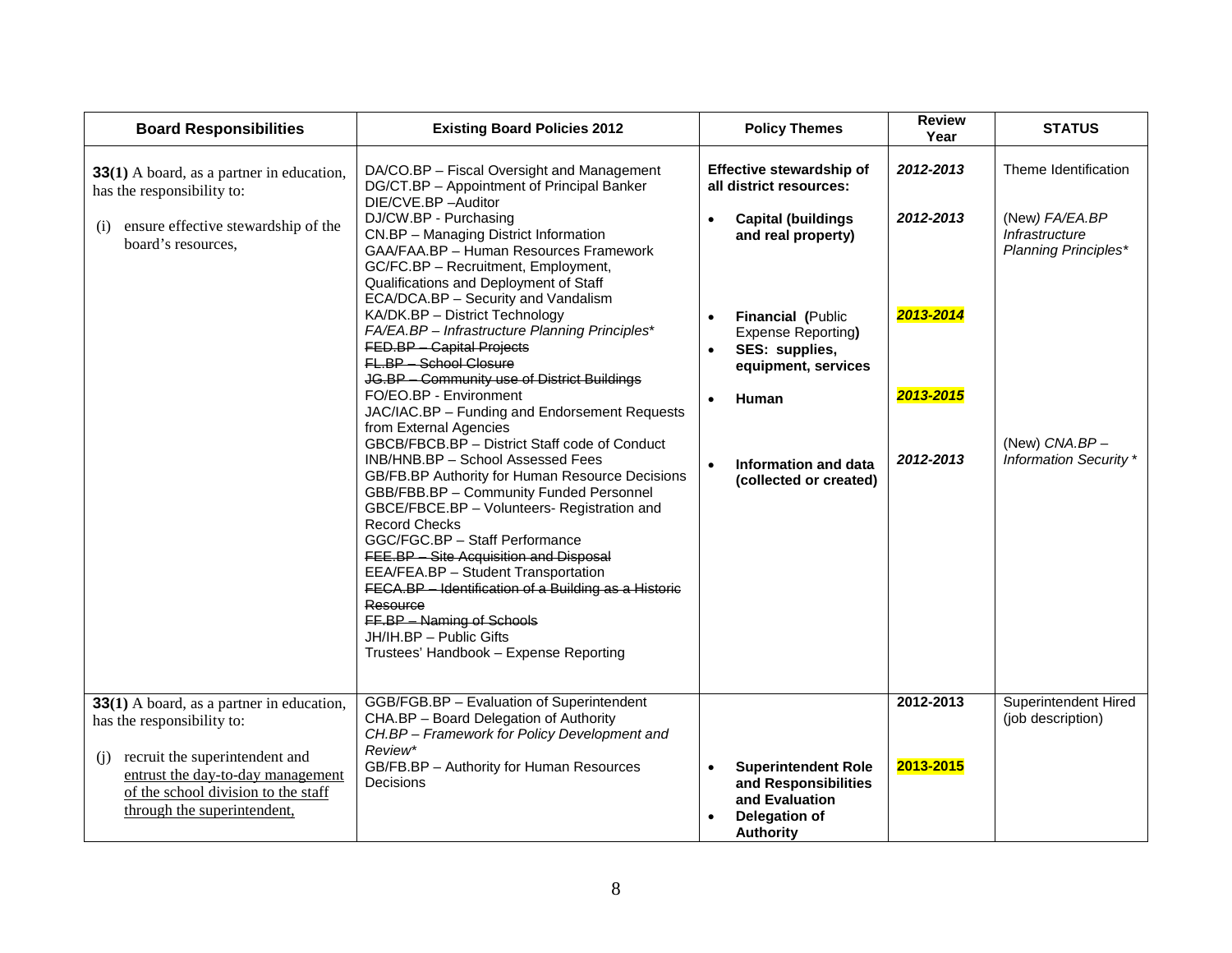| Board Responsibilities | Existing Board Policies 2012 | Policy Themes | Review Year | STATUS |
|---|---|---|---|---|
| **33(1)** A board, as a partner in education, has the responsibility to:<br><br>(i) ensure effective stewardship of the board's resources, | DA/CO.BP – Fiscal Oversight and Management<br>DG/CT.BP – Appointment of Principal Banker<br>DIE/CVE.BP –Auditor<br>DJ/CW.BP - Purchasing<br>CN.BP – Managing District Information<br>GAA/FAA.BP – Human Resources Framework<br>GC/FC.BP – Recruitment, Employment, Qualifications and Deployment of Staff<br>ECA/DCA.BP – Security and Vandalism<br>KA/DK.BP – District Technology<br>*FA/EA.BP – Infrastructure Planning Principles**<br>~~FED.BP – Capital Projects~~<br>~~FL.BP – School Closure~~<br>~~JG.BP – Community use of District Buildings~~<br>FO/EO.BP - Environment<br>JAC/IAC.BP – Funding and Endorsement Requests from External Agencies<br>GBCB/FBCB.BP – District Staff code of Conduct<br>INB/HNB.BP – School Assessed Fees<br>GB/FB.BP Authority for Human Resource Decisions<br>GBB/FBB.BP – Community Funded Personnel<br>GBCE/FBCE.BP – Volunteers- Registration and Record Checks<br>GGC/FGC.BP – Staff Performance<br>~~FEE.BP – Site Acquisition and Disposal~~<br>EEA/FEA.BP – Student Transportation<br>~~FECA.BP – Identification of a Building as a Historic Resource~~<br>~~FF.BP – Naming of Schools~~<br>JH/IH.BP – Public Gifts<br>Trustees' Handbook – Expense Reporting | **Effective stewardship of all district resources:**<br>• **Capital (buildings and real property)**<br>• **Financial (**Public Expense Reporting**)**<br>• **SES: supplies, equipment, services**<br>• **Human**<br>• **Information and data (collected or created)** | ***2012-2013***<br>***2012-2013***<br>***2013-2014***<br>***2013-2015***<br>***2012-2013*** | Theme Identification<br>(New) *FA/EA.BP Infrastructure Planning Principles**<br>(New) *CNA.BP – Information Security ** |
| **33(1)** A board, as a partner in education, has the responsibility to:<br><br>(j) recruit the superintendent and entrust the day-to-day management of the school division to the staff through the superintendent, | GGB/FGB.BP – Evaluation of Superintendent<br>CHA.BP – Board Delegation of Authority<br>*CH.BP – Framework for Policy Development and Review**<br>GB/FB.BP – Authority for Human Resources Decisions | • **Superintendent Role and Responsibilities and Evaluation**<br>• **Delegation of Authority** | **2012-2013**<br>**2013-2015** | Superintendent Hired (job description) |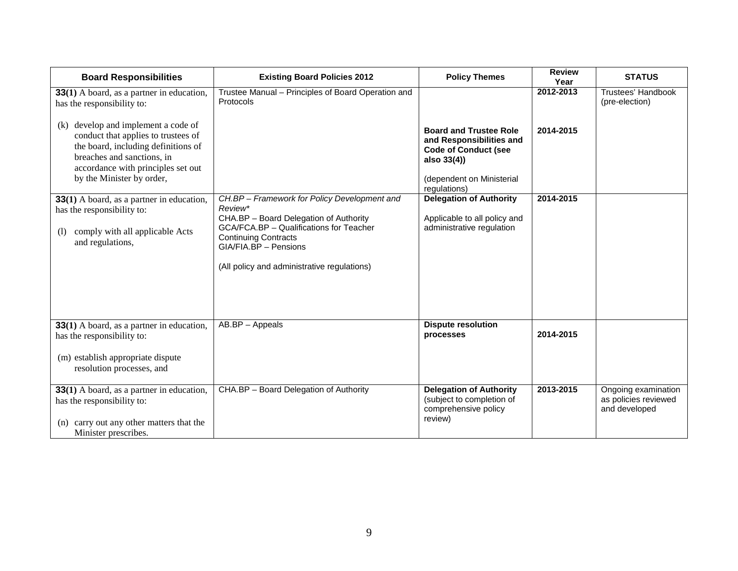| Board Responsibilities | Existing Board Policies 2012 | Policy Themes | Review Year | STATUS |
|---|---|---|---|---|
| **33(1)** A board, as a partner in education, has the responsibility to:<br><br>(k) develop and implement a code of conduct that applies to trustees of the board, including definitions of breaches and sanctions, in accordance with principles set out by the Minister by order, | Trustee Manual – Principles of Board Operation and Protocols | **Board and Trustee Role and Responsibilities and Code of Conduct (see also 33(4))**<br><br>(dependent on Ministerial regulations) | **2012-2013**<br><br>**2014-2015** | Trustees' Handbook (pre-election) |
| **33(1)** A board, as a partner in education, has the responsibility to:<br><br>(l) comply with all applicable Acts and regulations, | *CH.BP – Framework for Policy Development and Review**<br>CHA.BP – Board Delegation of Authority<br>GCA/FCA.BP – Qualifications for Teacher Continuing Contracts<br>GIA/FIA.BP – Pensions<br><br>(All policy and administrative regulations) | **Delegation of Authority**<br><br>Applicable to all policy and administrative regulation | **2014-2015** | |
| **33(1)** A board, as a partner in education, has the responsibility to:<br><br>(m) establish appropriate dispute resolution processes, and | AB.BP – Appeals | **Dispute resolution processes** | **2014-2015** | |
| **33(1)** A board, as a partner in education, has the responsibility to:<br><br>(n) carry out any other matters that the Minister prescribes. | CHA.BP – Board Delegation of Authority | **Delegation of Authority** (subject to completion of comprehensive policy review) | **2013-2015** | Ongoing examination as policies reviewed and developed |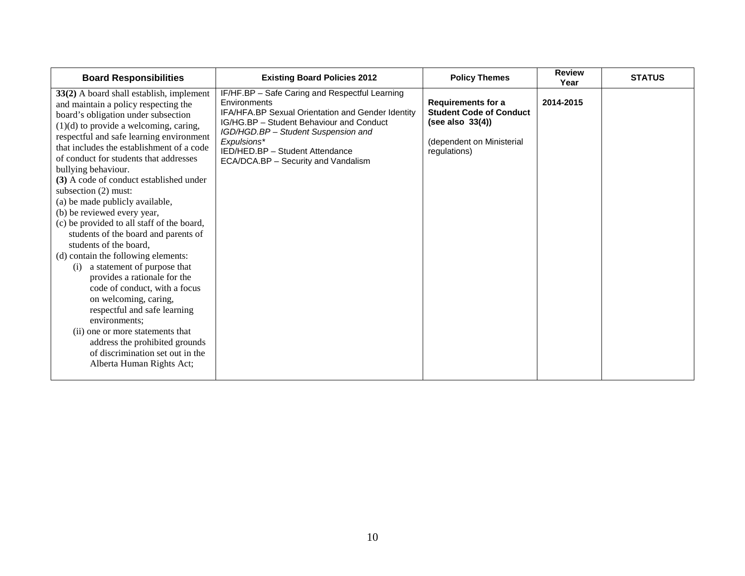| Board Responsibilities | Existing Board Policies 2012 | Policy Themes | Review Year | STATUS |
|---|---|---|---|---|
| **33(2)** A board shall establish, implement and maintain a policy respecting the board's obligation under subsection (1)(d) to provide a welcoming, caring, respectful and safe learning environment that includes the establishment of a code of conduct for students that addresses bullying behaviour.<br>**(3)** A code of conduct established under subsection (2) must:<br>(a) be made publicly available,<br>(b) be reviewed every year,<br>(c) be provided to all staff of the board, students of the board and parents of students of the board,<br>(d) contain the following elements:<br>(i) a statement of purpose that provides a rationale for the code of conduct, with a focus on welcoming, caring, respectful and safe learning environments;<br>(ii) one or more statements that address the prohibited grounds of discrimination set out in the Alberta Human Rights Act; | IF/HF.BP – Safe Caring and Respectful Learning Environments<br>IFA/HFA.BP Sexual Orientation and Gender Identity<br>IG/HG.BP – Student Behaviour and Conduct<br>*IGD/HGD.BP – Student Suspension and Expulsions**<br>IED/HED.BP – Student Attendance<br>ECA/DCA.BP – Security and Vandalism | **Requirements for a Student Code of Conduct (see also 33(4))**<br><br>(dependent on Ministerial regulations) | **2014-2015** | |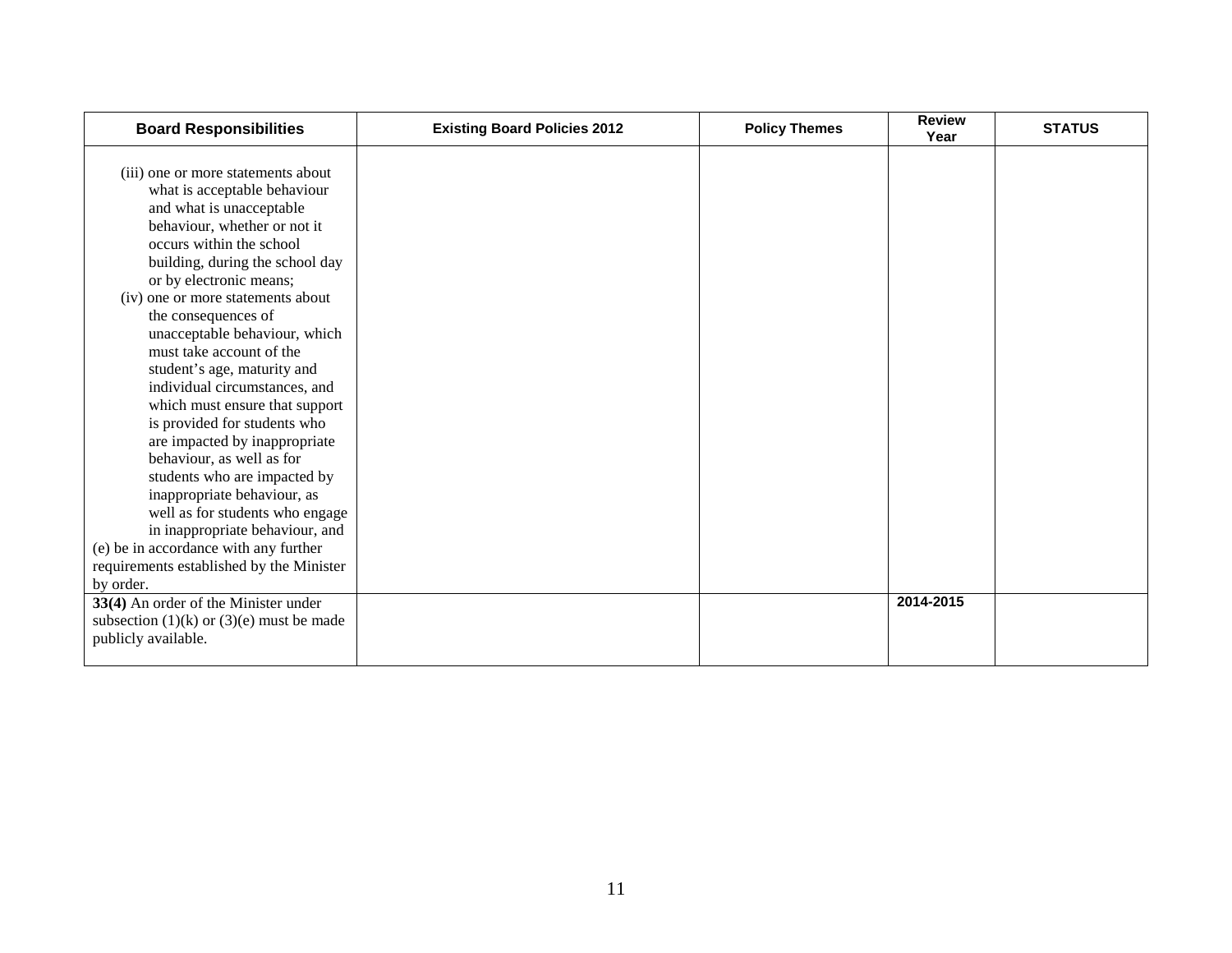| Board Responsibilities | Existing Board Policies 2012 | Policy Themes | Review Year | STATUS |
|---|---|---|---|---|
| (iii) one or more statements about what is acceptable behaviour and what is unacceptable behaviour, whether or not it occurs within the school building, during the school day or by electronic means;<br>(iv) one or more statements about the consequences of unacceptable behaviour, which must take account of the student's age, maturity and individual circumstances, and which must ensure that support is provided for students who are impacted by inappropriate behaviour, as well as for students who are impacted by inappropriate behaviour, as well as for students who engage in inappropriate behaviour, and<br>(e) be in accordance with any further requirements established by the Minister by order. | | | | |
| **33(4)** An order of the Minister under subsection (1)(k) or (3)(e) must be made publicly available. | | | 2014-2015 | |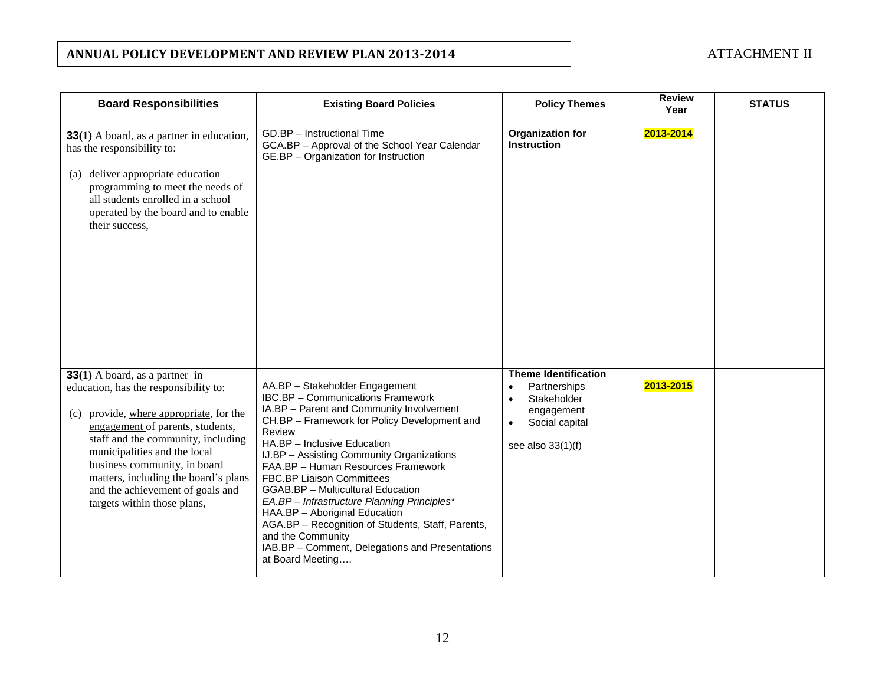# ANNUAL POLICY DEVELOPMENT AND REVIEW PLAN 2013-2014

ATTACHMENT II

| Board Responsibilities | Existing Board Policies | Policy Themes | Review Year | STATUS |
|---|---|---|---|---|
| **33(1)** A board, as a partner in education, has the responsibility to:<br><br>(a) deliver appropriate education programming to meet the needs of all students enrolled in a school operated by the board and to enable their success, | GD.BP – Instructional Time<br>GCA.BP – Approval of the School Year Calendar<br>GE.BP – Organization for Instruction | **Organization for Instruction** | **2013-2014** | |
| **33(1)** A board, as a partner in education, has the responsibility to:<br><br>(c) provide, where appropriate, for the engagement of parents, students, staff and the community, including municipalities and the local business community, in board matters, including the board's plans and the achievement of goals and targets within those plans, | AA.BP – Stakeholder Engagement<br>IBC.BP – Communications Framework<br>IA.BP – Parent and Community Involvement<br>CH.BP – Framework for Policy Development and Review<br>HA.BP – Inclusive Education<br>IJ.BP – Assisting Community Organizations<br>FAA.BP – Human Resources Framework<br>FBC.BP Liaison Committees<br>GGAB.BP – Multicultural Education<br>*EA.BP – Infrastructure Planning Principles**<br>HAA.BP – Aboriginal Education<br>AGA.BP – Recognition of Students, Staff, Parents, and the Community<br>IAB.BP – Comment, Delegations and Presentations at Board Meeting…. | **Theme Identification**<br>• Partnerships<br>• Stakeholder engagement<br>• Social capital<br><br>see also 33(1)(f) | **2013-2015** | |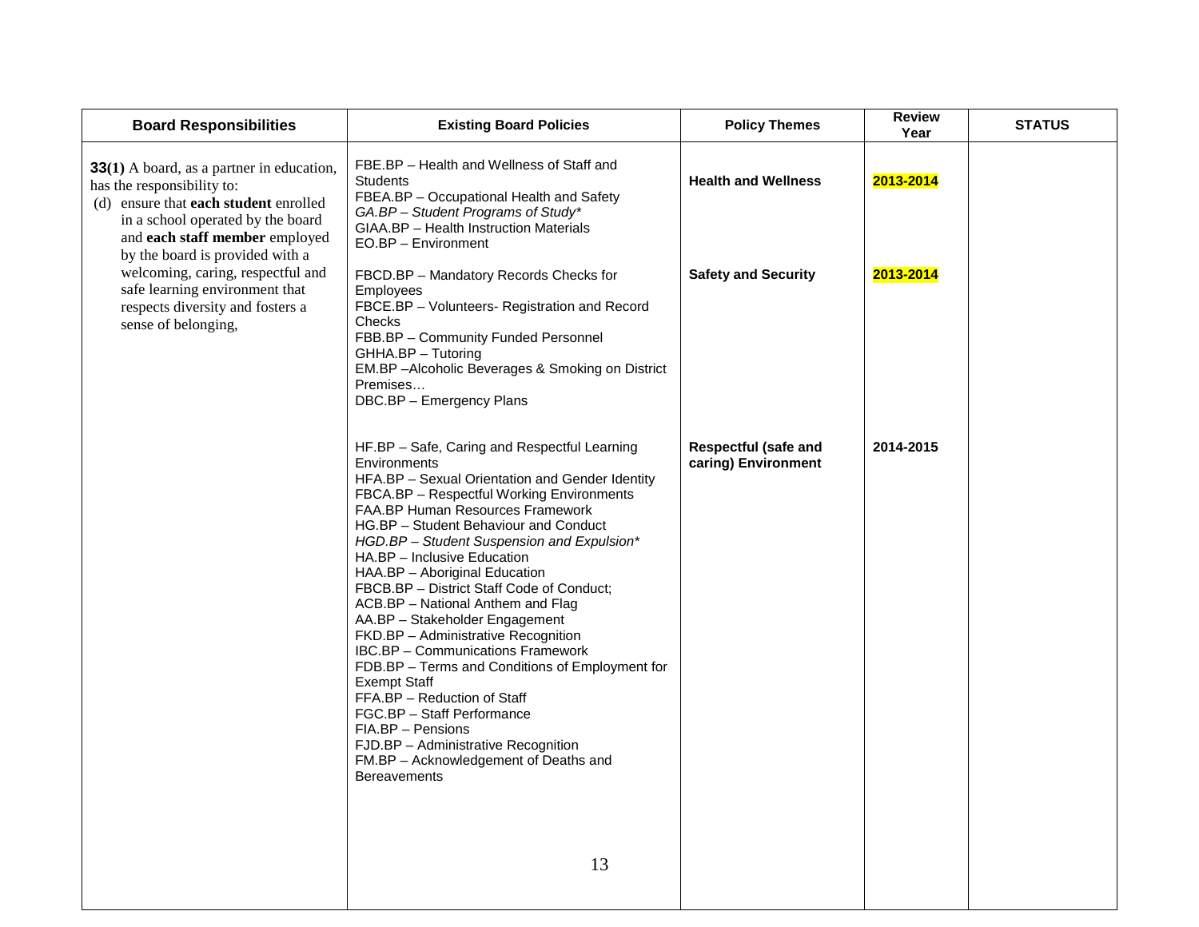| Board Responsibilities | Existing Board Policies | Policy Themes | Review Year | STATUS |
|---|---|---|---|---|
| **33(1)** A board, as a partner in education, has the responsibility to:<br>(d) ensure that **each student** enrolled in a school operated by the board and **each staff member** employed by the board is provided with a welcoming, caring, respectful and safe learning environment that respects diversity and fosters a sense of belonging, | FBE.BP – Health and Wellness of Staff and Students<br>FBEA.BP – Occupational Health and Safety<br>*GA.BP – Student Programs of Study**<br>GIAA.BP – Health Instruction Materials<br>EO.BP – Environment | **Health and Wellness** | **2013-2014** | |
| | FBCD.BP – Mandatory Records Checks for Employees<br>FBCE.BP – Volunteers- Registration and Record Checks<br>FBB.BP – Community Funded Personnel<br>GHHA.BP – Tutoring<br>EM.BP –Alcoholic Beverages & Smoking on District Premises…<br>DBC.BP – Emergency Plans | **Safety and Security** | **2013-2014** | |
| | HF.BP – Safe, Caring and Respectful Learning Environments<br>HFA.BP – Sexual Orientation and Gender Identity<br>FBCA.BP – Respectful Working Environments<br>FAA.BP Human Resources Framework<br>HG.BP – Student Behaviour and Conduct<br>*HGD.BP – Student Suspension and Expulsion**<br>HA.BP – Inclusive Education<br>HAA.BP – Aboriginal Education<br>FBCB.BP – District Staff Code of Conduct;<br>ACB.BP – National Anthem and Flag<br>AA.BP – Stakeholder Engagement<br>FKD.BP – Administrative Recognition<br>IBC.BP – Communications Framework<br>FDB.BP – Terms and Conditions of Employment for Exempt Staff<br>FFA.BP – Reduction of Staff<br>FGC.BP – Staff Performance<br>FIA.BP – Pensions<br>FJD.BP – Administrative Recognition<br>FM.BP – Acknowledgement of Deaths and Bereavements | **Respectful (safe and caring) Environment** | **2014-2015** | |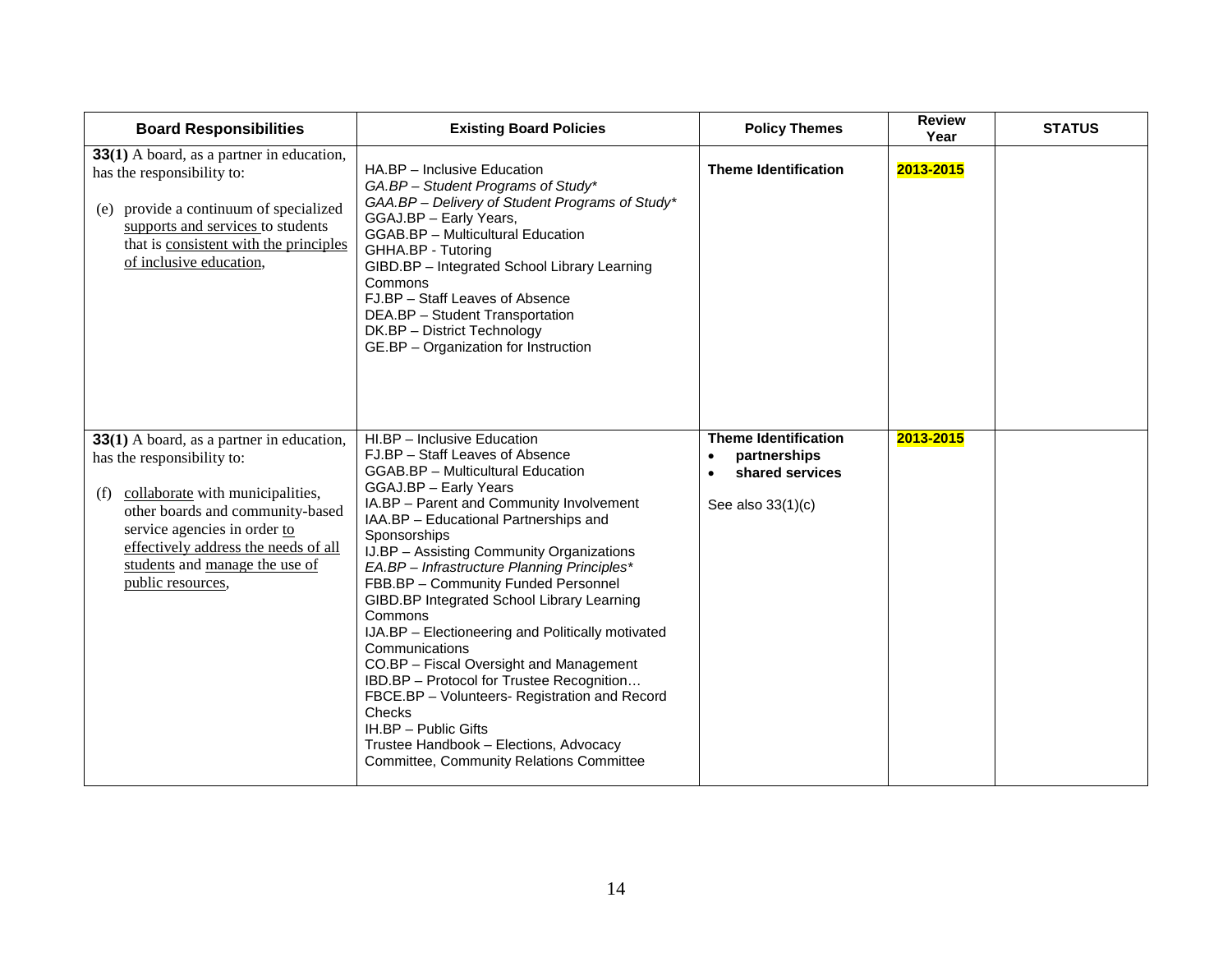| Board Responsibilities | Existing Board Policies | Policy Themes | Review Year | STATUS |
|---|---|---|---|---|
| **33(1)** A board, as a partner in education, has the responsibility to:<br><br>(e) provide a continuum of specialized supports and services to students that is consistent with the principles of inclusive education, | HA.BP – Inclusive Education<br>*GA.BP – Student Programs of Study**<br>*GAA.BP – Delivery of Student Programs of Study**<br>GGAJ.BP – Early Years,<br>GGAB.BP – Multicultural Education<br>GHHA.BP - Tutoring<br>GIBD.BP – Integrated School Library Learning Commons<br>FJ.BP – Staff Leaves of Absence<br>DEA.BP – Student Transportation<br>DK.BP – District Technology<br>GE.BP – Organization for Instruction | **Theme Identification** | **2013-2015** | |
| **33(1)** A board, as a partner in education, has the responsibility to:<br><br>(f) collaborate with municipalities, other boards and community-based service agencies in order to effectively address the needs of all students and manage the use of public resources, | HI.BP – Inclusive Education<br>FJ.BP – Staff Leaves of Absence<br>GGAB.BP – Multicultural Education<br>GGAJ.BP – Early Years<br>IA.BP – Parent and Community Involvement<br>IAA.BP – Educational Partnerships and Sponsorships<br>IJ.BP – Assisting Community Organizations<br>*EA.BP – Infrastructure Planning Principles**<br>FBB.BP – Community Funded Personnel<br>GIBD.BP Integrated School Library Learning Commons<br>IJA.BP – Electioneering and Politically motivated Communications<br>CO.BP – Fiscal Oversight and Management<br>IBD.BP – Protocol for Trustee Recognition…<br>FBCE.BP – Volunteers- Registration and Record Checks<br>IH.BP – Public Gifts<br>Trustee Handbook – Elections, Advocacy Committee, Community Relations Committee | **Theme Identification**<br>• **partnerships**<br>• **shared services**<br><br>See also 33(1)(c) | **2013-2015** | |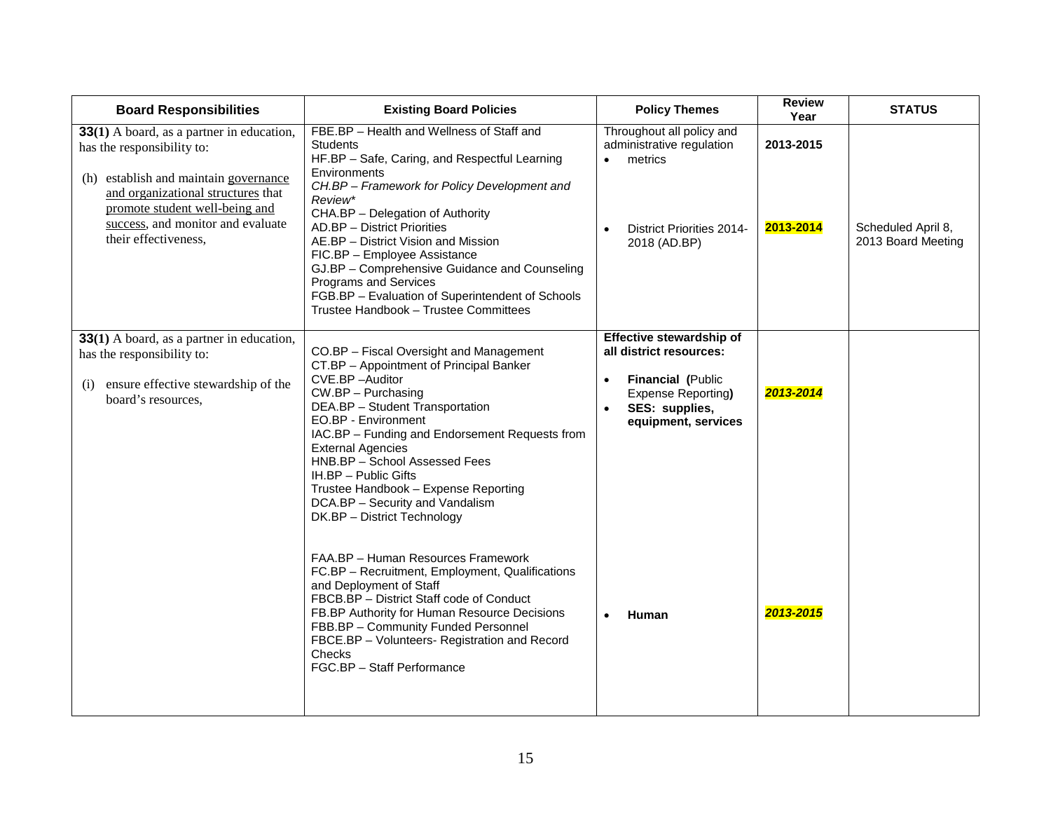| Board Responsibilities | Existing Board Policies | Policy Themes | Review Year | STATUS |
|---|---|---|---|---|
| **33(1)** A board, as a partner in education, has the responsibility to:<br><br>(h) establish and maintain governance and organizational structures that promote student well-being and success, and monitor and evaluate their effectiveness, | FBE.BP – Health and Wellness of Staff and Students<br>HF.BP – Safe, Caring, and Respectful Learning Environments<br>*CH.BP – Framework for Policy Development and Review**<br>CHA.BP – Delegation of Authority<br>AD.BP – District Priorities<br>AE.BP – District Vision and Mission<br>FIC.BP – Employee Assistance<br>GJ.BP – Comprehensive Guidance and Counseling Programs and Services<br>FGB.BP – Evaluation of Superintendent of Schools<br>Trustee Handbook – Trustee Committees | Throughout all policy and administrative regulation<br>• metrics<br><br>• District Priorities 2014-2018 (AD.BP) | **2013-2015**<br><br>**2013-2014** | <br><br>Scheduled April 8, 2013 Board Meeting |
| **33(1)** A board, as a partner in education, has the responsibility to:<br><br>(i) ensure effective stewardship of the board's resources, | CO.BP – Fiscal Oversight and Management<br>CT.BP – Appointment of Principal Banker<br>CVE.BP –Auditor<br>CW.BP – Purchasing<br>DEA.BP – Student Transportation<br>EO.BP - Environment<br>IAC.BP – Funding and Endorsement Requests from External Agencies<br>HNB.BP – School Assessed Fees<br>IH.BP – Public Gifts<br>Trustee Handbook – Expense Reporting<br>DCA.BP – Security and Vandalism<br>DK.BP – District Technology<br><br>FAA.BP – Human Resources Framework<br>FC.BP – Recruitment, Employment, Qualifications and Deployment of Staff<br>FBCB.BP – District Staff code of Conduct<br>FB.BP Authority for Human Resource Decisions<br>FBB.BP – Community Funded Personnel<br>FBCE.BP – Volunteers- Registration and Record Checks<br>FGC.BP – Staff Performance | **Effective stewardship of all district resources:**<br>• **Financial (**Public Expense Reporting**)**<br>• **SES: supplies, equipment, services**<br><br>• **Human** | ***2013-2014***<br><br>***2013-2015*** | |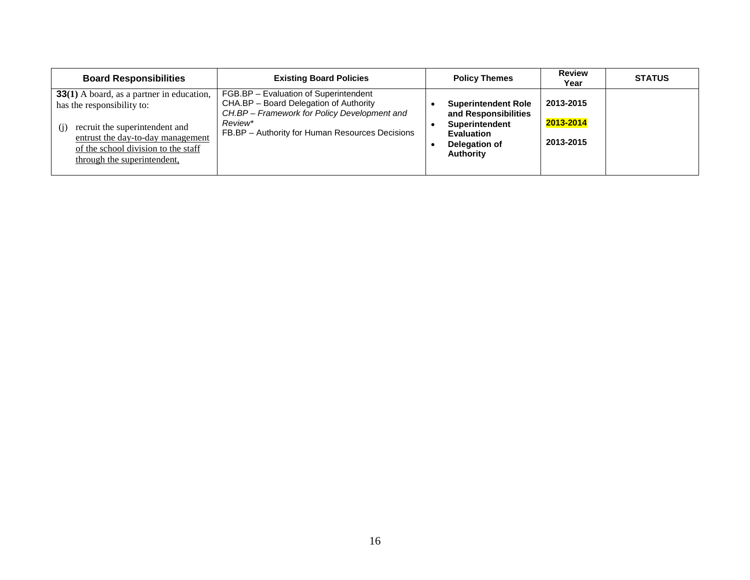| Board Responsibilities | Existing Board Policies | Policy Themes | Review Year | STATUS |
|---|---|---|---|---|
| **33(1)** A board, as a partner in education, has the responsibility to:<br><br>(j) recruit the superintendent and <u>entrust the day-to-day management of the school division to the staff through the superintendent,</u> | FGB.BP – Evaluation of Superintendent<br>CHA.BP – Board Delegation of Authority<br>*CH.BP – Framework for Policy Development and Review**<br>FB.BP – Authority for Human Resources Decisions | • **Superintendent Role and Responsibilities**<br>• **Superintendent Evaluation**<br>• **Delegation of Authority** | **2013-2015**<br><br>**2013-2014**<br><br>**2013-2015** | |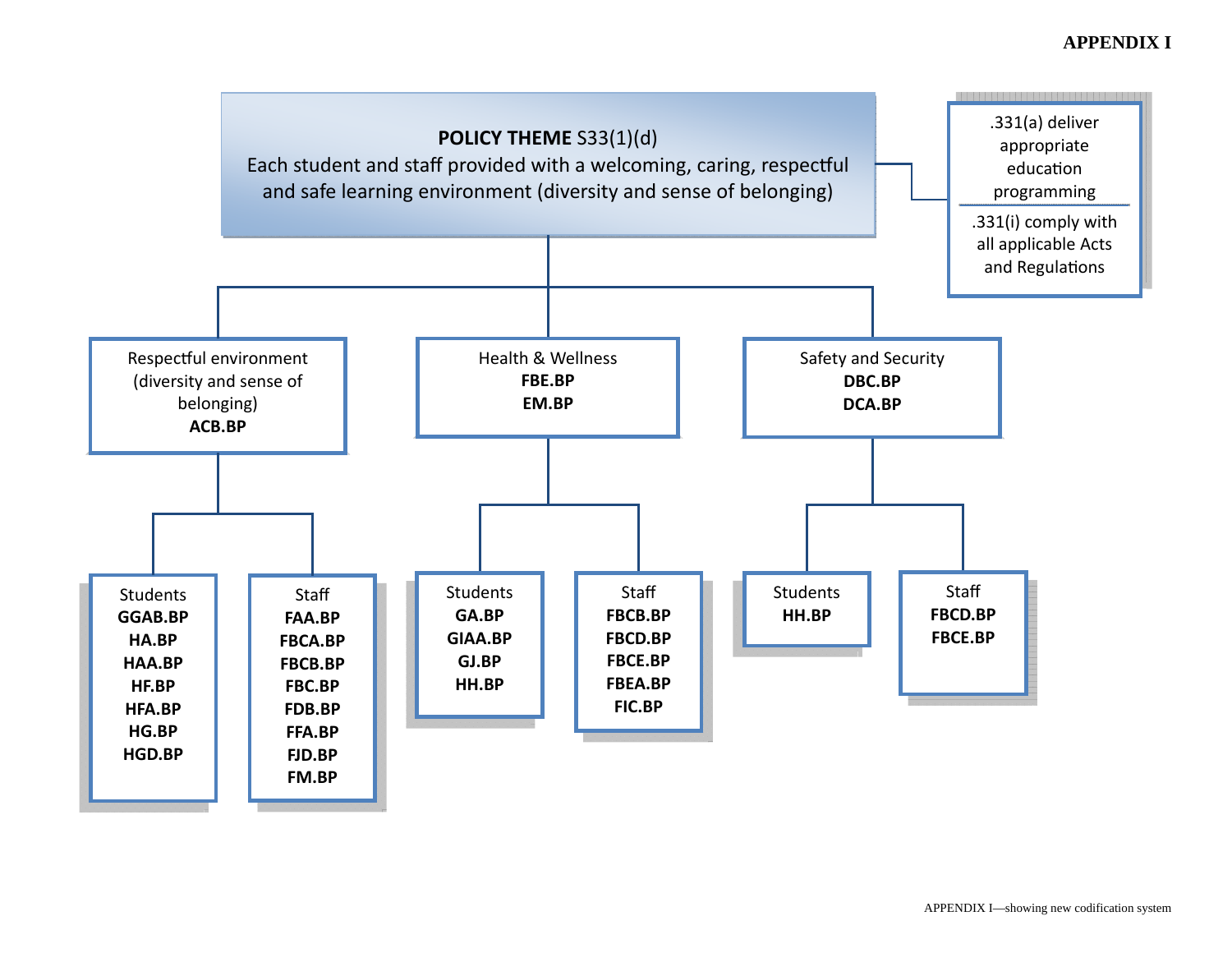# APPENDIX I

**POLICY THEME** S33(1)(d)
Each student and staff provided with a welcoming, caring, respectful and safe learning environment (diversity and sense of belonging)

.331(a) deliver appropriate education programming

.331(i) comply with all applicable Acts and Regulations

Respectful environment (diversity and sense of belonging)
**ACB.BP**

- Students
  - **GGAB.BP**
  - **HA.BP**
  - **HAA.BP**
  - **HF.BP**
  - **HFA.BP**
  - **HG.BP**
  - **HGD.BP**
- Staff
  - **FAA.BP**
  - **FBCA.BP**
  - **FBCB.BP**
  - **FBC.BP**
  - **FDB.BP**
  - **FFA.BP**
  - **FJD.BP**
  - **FM.BP**

Health & Wellness
**FBE.BP**
**EM.BP**

- Students
  - **GA.BP**
  - **GIAA.BP**
  - **GJ.BP**
  - **HH.BP**
- Staff
  - **FBCB.BP**
  - **FBCD.BP**
  - **FBCE.BP**
  - **FBEA.BP**
  - **FIC.BP**

Safety and Security
**DBC.BP**
**DCA.BP**

- Students
  - **HH.BP**
- Staff
  - **FBCD.BP**
  - **FBCE.BP**

APPENDIX I—showing new codification system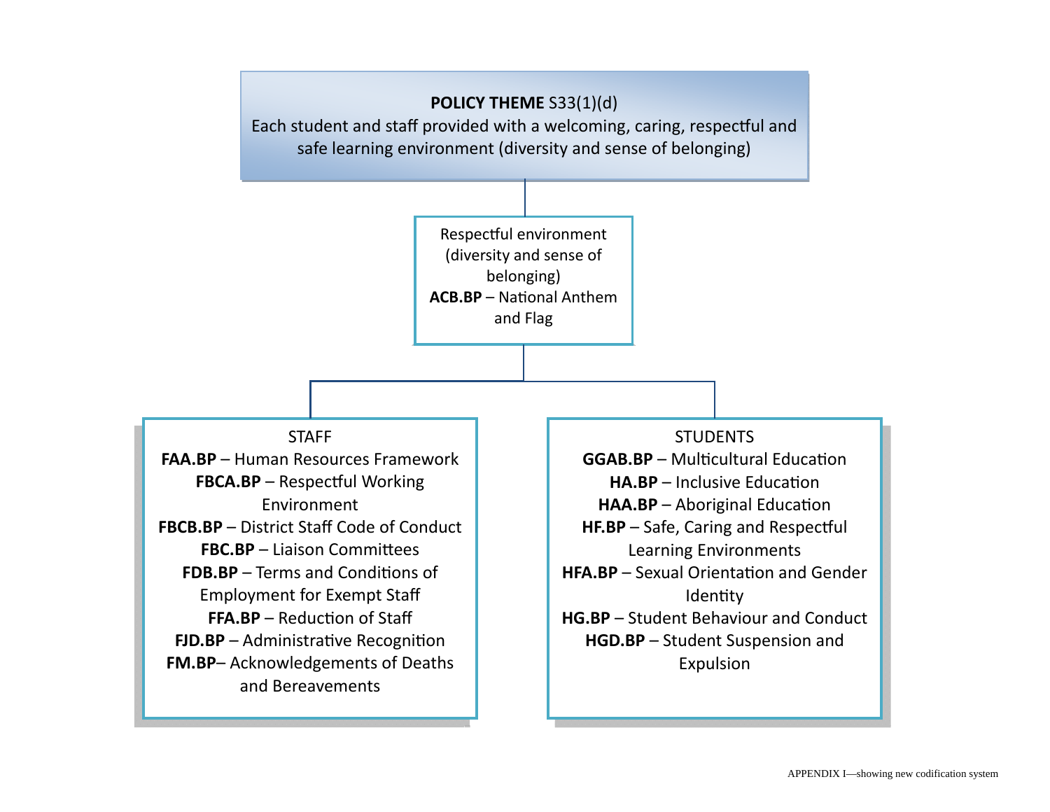**POLICY THEME** S33(1)(d)
Each student and staff provided with a welcoming, caring, respectful and safe learning environment (diversity and sense of belonging)

Respectful environment (diversity and sense of belonging)
**ACB.BP** – National Anthem and Flag

STAFF

- **FAA.BP** – Human Resources Framework
- **FBCA.BP** – Respectful Working Environment
- **FBCB.BP** – District Staff Code of Conduct
- **FBC.BP** – Liaison Committees
- **FDB.BP** – Terms and Conditions of Employment for Exempt Staff
- **FFA.BP** – Reduction of Staff
- **FJD.BP** – Administrative Recognition
- **FM.BP**– Acknowledgements of Deaths and Bereavements

STUDENTS

- **GGAB.BP** – Multicultural Education
- **HA.BP** – Inclusive Education
- **HAA.BP** – Aboriginal Education
- **HF.BP** – Safe, Caring and Respectful Learning Environments
- **HFA.BP** – Sexual Orientation and Gender Identity
- **HG.BP** – Student Behaviour and Conduct
- **HGD.BP** – Student Suspension and Expulsion

APPENDIX I—showing new codification system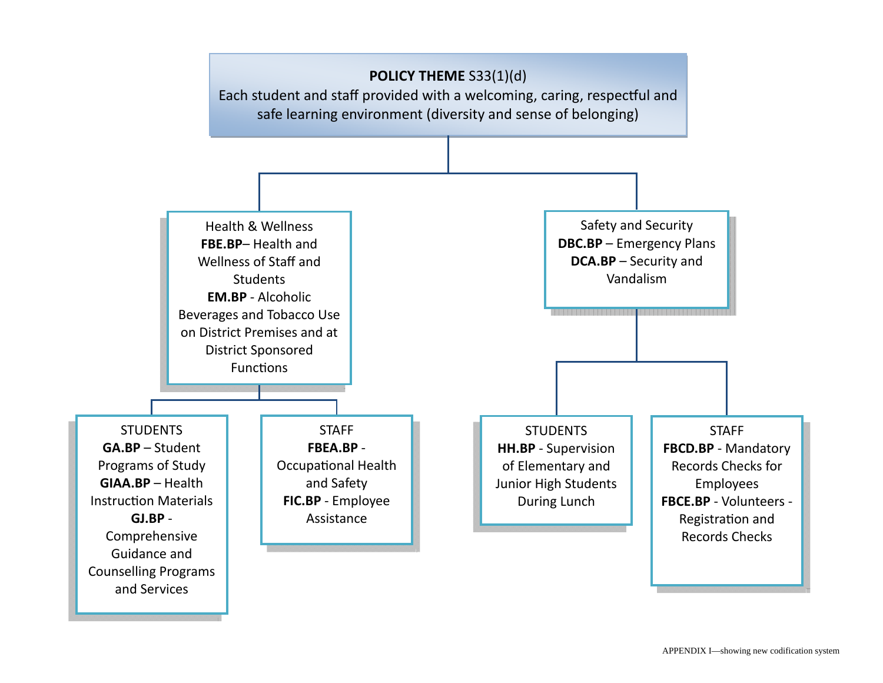**POLICY THEME** S33(1)(d)
Each student and staff provided with a welcoming, caring, respectful and safe learning environment (diversity and sense of belonging)

- Health & Wellness
  - **FBE.BP**– Health and Wellness of Staff and Students
  - **EM.BP** - Alcoholic Beverages and Tobacco Use on District Premises and at District Sponsored Functions
  - STUDENTS
    - **GA.BP** – Student Programs of Study
    - **GIAA.BP** – Health Instruction Materials
    - **GJ.BP** - Comprehensive Guidance and Counselling Programs and Services
  - STAFF
    - **FBEA.BP** - Occupational Health and Safety
    - **FIC.BP** - Employee Assistance
- Safety and Security
  - **DBC.BP** – Emergency Plans
  - **DCA.BP** – Security and Vandalism
  - STUDENTS
    - **HH.BP** - Supervision of Elementary and Junior High Students During Lunch
  - STAFF
    - **FBCD.BP** - Mandatory Records Checks for Employees
    - **FBCE.BP** - Volunteers - Registration and Records Checks

APPENDIX I—showing new codification system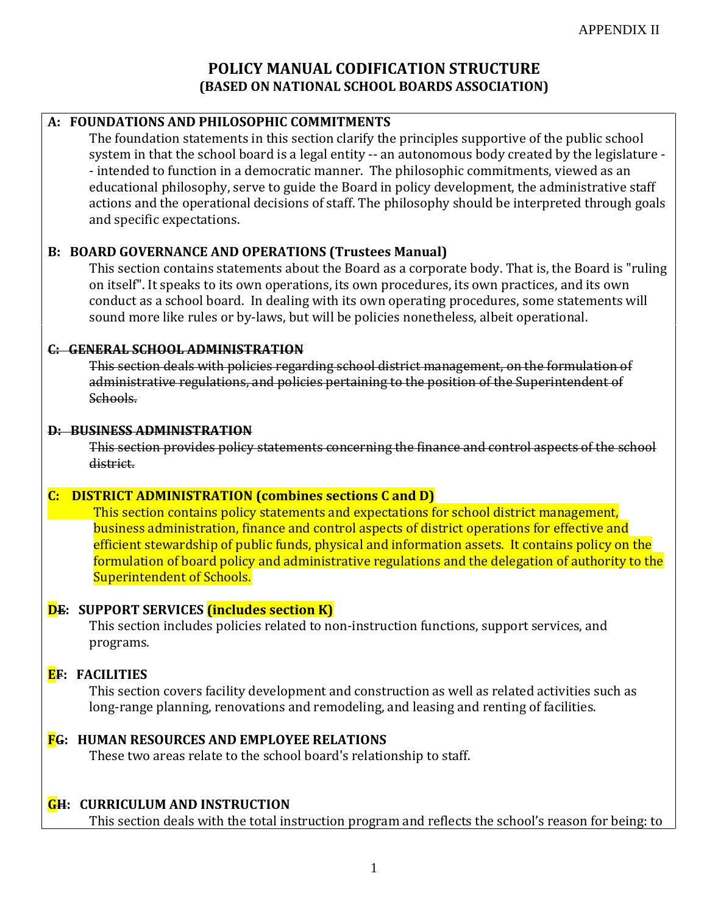APPENDIX II

# POLICY MANUAL CODIFICATION STRUCTURE
## (BASED ON NATIONAL SCHOOL BOARDS ASSOCIATION)

**A: FOUNDATIONS AND PHILOSOPHIC COMMITMENTS**

The foundation statements in this section clarify the principles supportive of the public school system in that the school board is a legal entity -- an autonomous body created by the legislature -- intended to function in a democratic manner. The philosophic commitments, viewed as an educational philosophy, serve to guide the Board in policy development, the administrative staff actions and the operational decisions of staff. The philosophy should be interpreted through goals and specific expectations.

**B: BOARD GOVERNANCE AND OPERATIONS (Trustees Manual)**

This section contains statements about the Board as a corporate body. That is, the Board is "ruling on itself". It speaks to its own operations, its own procedures, its own practices, and its own conduct as a school board. In dealing with its own operating procedures, some statements will sound more like rules or by-laws, but will be policies nonetheless, albeit operational.

~~**C: GENERAL SCHOOL ADMINISTRATION**~~

~~This section deals with policies regarding school district management, on the formulation of administrative regulations, and policies pertaining to the position of the Superintendent of Schools.~~

~~**D: BUSINESS ADMINISTRATION**~~

~~This section provides policy statements concerning the finance and control aspects of the school district.~~

**C: DISTRICT ADMINISTRATION (combines sections C and D)**

This section contains policy statements and expectations for school district management, business administration, finance and control aspects of district operations for effective and efficient stewardship of public funds, physical and information assets. It contains policy on the formulation of board policy and administrative regulations and the delegation of authority to the Superintendent of Schools.

**D~~E~~: SUPPORT SERVICES (includes section K)**

This section includes policies related to non-instruction functions, support services, and programs.

**E~~F~~: FACILITIES**

This section covers facility development and construction as well as related activities such as long-range planning, renovations and remodeling, and leasing and renting of facilities.

**F~~G~~: HUMAN RESOURCES AND EMPLOYEE RELATIONS**

These two areas relate to the school board's relationship to staff.

**G~~H~~: CURRICULUM AND INSTRUCTION**

This section deals with the total instruction program and reflects the school's reason for being: to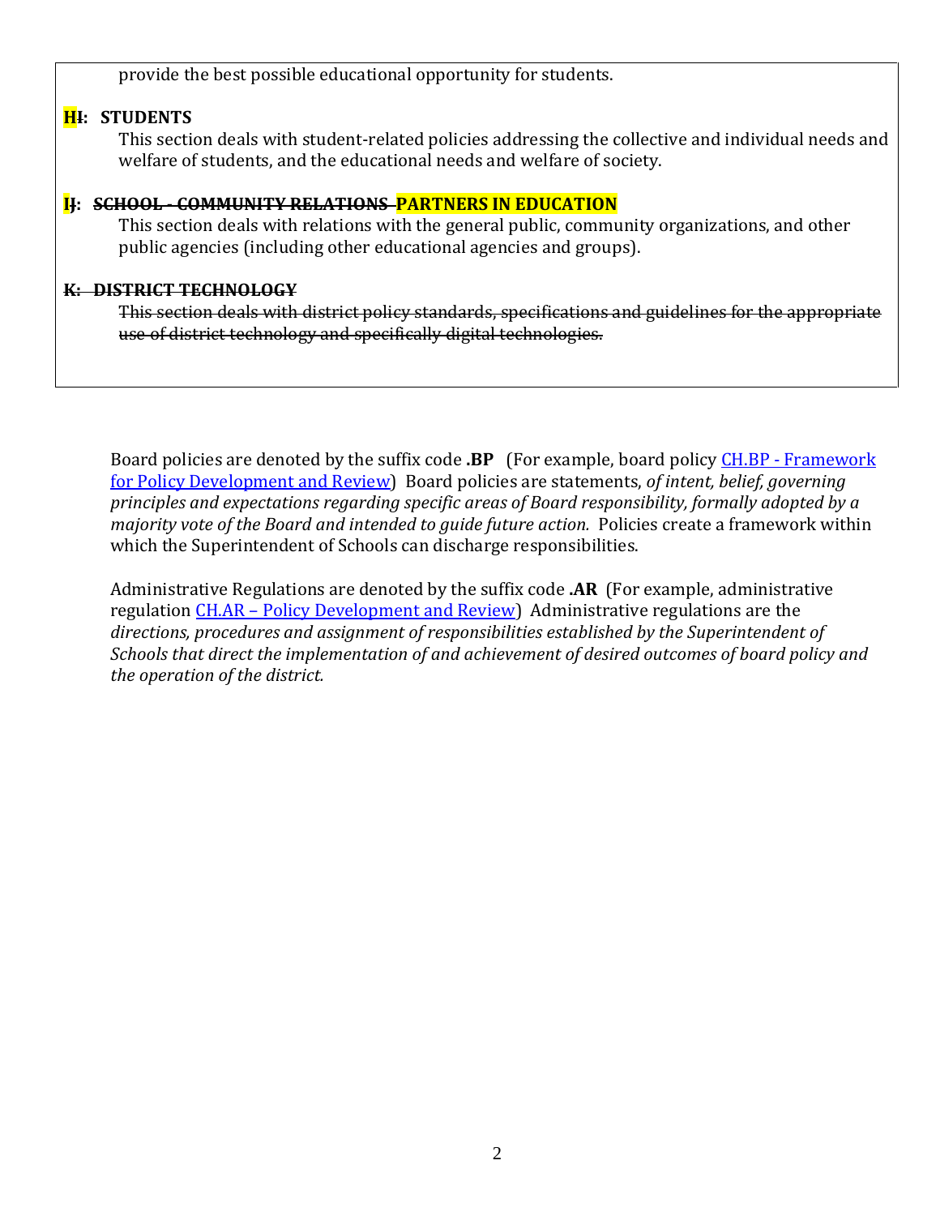provide the best possible educational opportunity for students.

**HI: STUDENTS**

This section deals with student-related policies addressing the collective and individual needs and welfare of students, and the educational needs and welfare of society.

**IJ: ~~SCHOOL - COMMUNITY RELATIONS~~ PARTNERS IN EDUCATION**

This section deals with relations with the general public, community organizations, and other public agencies (including other educational agencies and groups).

~~**K: DISTRICT TECHNOLOGY**~~

~~This section deals with district policy standards, specifications and guidelines for the appropriate use of district technology and specifically digital technologies.~~

Board policies are denoted by the suffix code **.BP** (For example, board policy [CH.BP - Framework for Policy Development and Review](#)) Board policies are statements, *of intent, belief, governing principles and expectations regarding specific areas of Board responsibility, formally adopted by a majority vote of the Board and intended to guide future action.* Policies create a framework within which the Superintendent of Schools can discharge responsibilities.

Administrative Regulations are denoted by the suffix code **.AR** (For example, administrative regulation [CH.AR – Policy Development and Review](#)) Administrative regulations are the *directions, procedures and assignment of responsibilities established by the Superintendent of Schools that direct the implementation of and achievement of desired outcomes of board policy and the operation of the district.*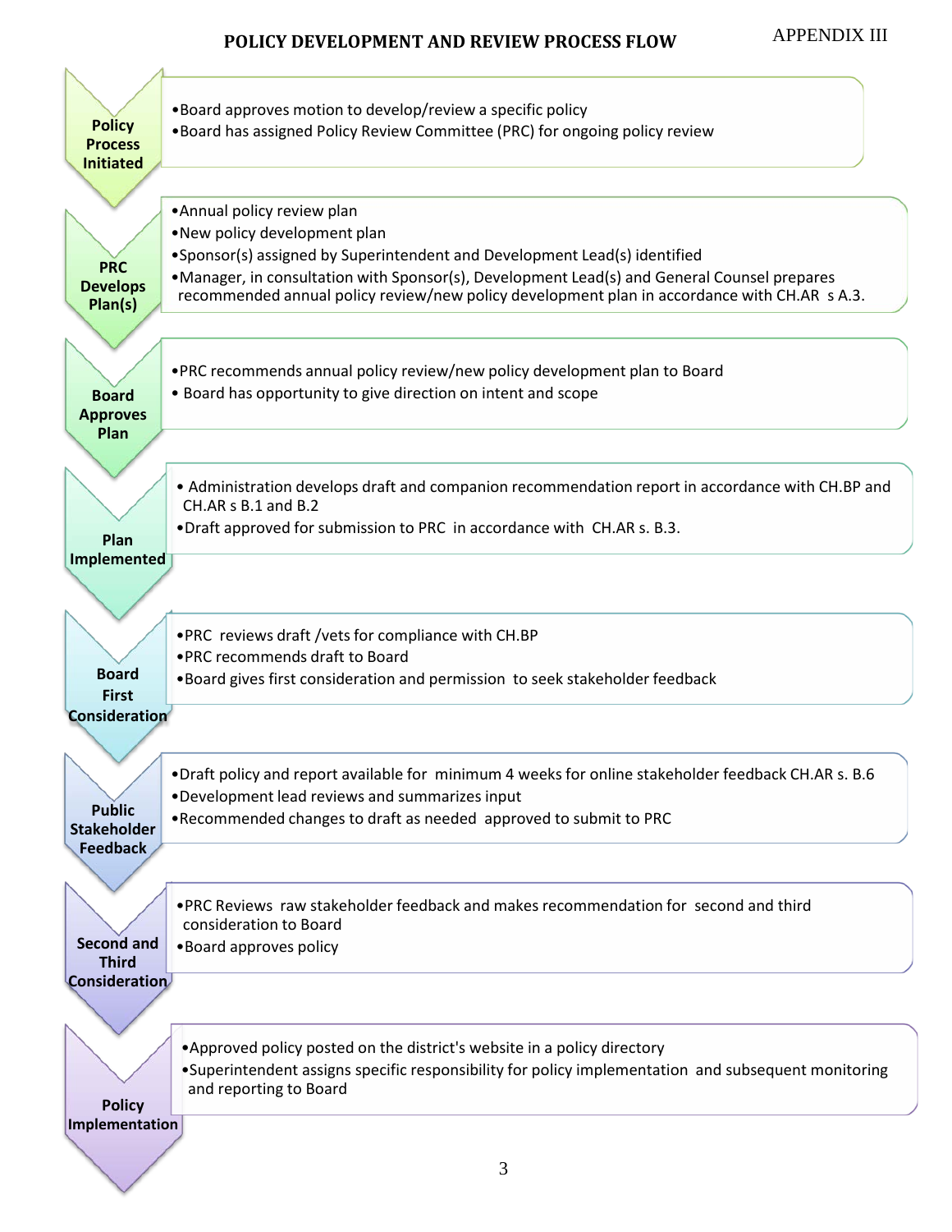APPENDIX III

# POLICY DEVELOPMENT AND REVIEW PROCESS FLOW

**Policy Process Initiated**

- Board approves motion to develop/review a specific policy
- Board has assigned Policy Review Committee (PRC) for ongoing policy review

**PRC Develops Plan(s)**

- Annual policy review plan
- New policy development plan
- Sponsor(s) assigned by Superintendent and Development Lead(s) identified
- Manager, in consultation with Sponsor(s), Development Lead(s) and General Counsel prepares recommended annual policy review/new policy development plan in accordance with CH.AR s A.3.

**Board Approves Plan**

- PRC recommends annual policy review/new policy development plan to Board
- Board has opportunity to give direction on intent and scope

**Plan Implemented**

- Administration develops draft and companion recommendation report in accordance with CH.BP and CH.AR s B.1 and B.2
- Draft approved for submission to PRC in accordance with CH.AR s. B.3.

**Board First Consideration**

- PRC reviews draft /vets for compliance with CH.BP
- PRC recommends draft to Board
- Board gives first consideration and permission to seek stakeholder feedback

**Public Stakeholder Feedback**

- Draft policy and report available for minimum 4 weeks for online stakeholder feedback CH.AR s. B.6
- Development lead reviews and summarizes input
- Recommended changes to draft as needed approved to submit to PRC

**Second and Third Consideration**

- PRC Reviews raw stakeholder feedback and makes recommendation for second and third consideration to Board
- Board approves policy

**Policy Implementation**

- Approved policy posted on the district's website in a policy directory
- Superintendent assigns specific responsibility for policy implementation and subsequent monitoring and reporting to Board